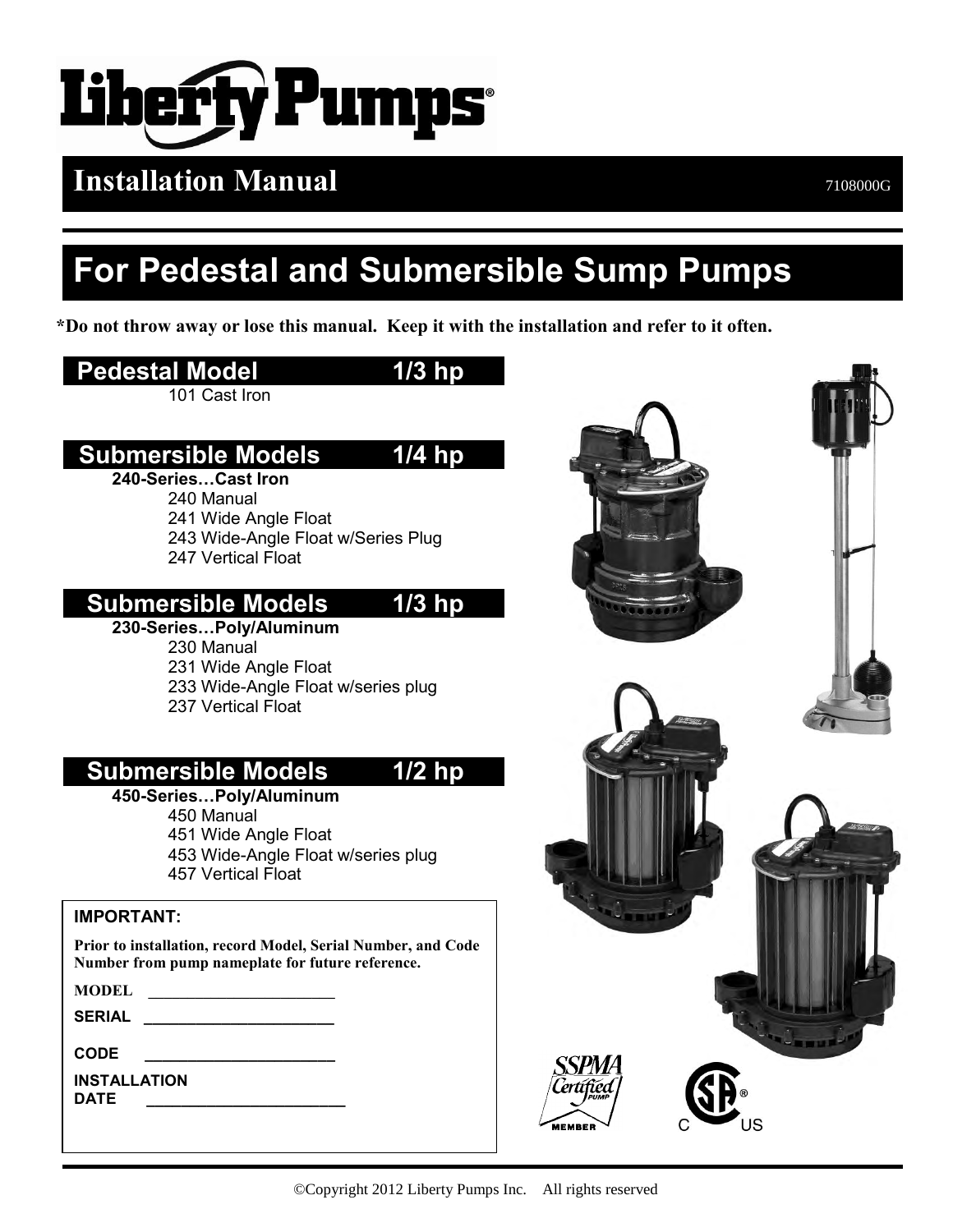# Liberty Pumps®

## Installation Manual

7108000G

# For Pedestal and Submersible Sump Pumps

***Do not throw away or lose this manual. Keep it with the installation and refer to it often.**

## Pedestal Model 1/3 hp

101 Cast Iron

## Submersible Models 1/4 hp

**240-Series…Cast Iron**

- 240 Manual
- 241 Wide Angle Float
- 243 Wide-Angle Float w/Series Plug
- 247 Vertical Float

## Submersible Models 1/3 hp

**230-Series…Poly/Aluminum**

- 230 Manual
- 231 Wide Angle Float
- 233 Wide-Angle Float w/series plug
- 237 Vertical Float

## Submersible Models 1/2 hp

**450-Series…Poly/Aluminum**

- 450 Manual
- 451 Wide Angle Float
- 453 Wide-Angle Float w/series plug
- 457 Vertical Float

**IMPORTANT:**

**Prior to installation, record Model, Serial Number, and Code Number from pump nameplate for future reference.**

**MODEL** ______________________

**SERIAL** ______________________

**CODE** ______________________

**INSTALLATION DATE** ______________________

©Copyright 2012 Liberty Pumps Inc. All rights reserved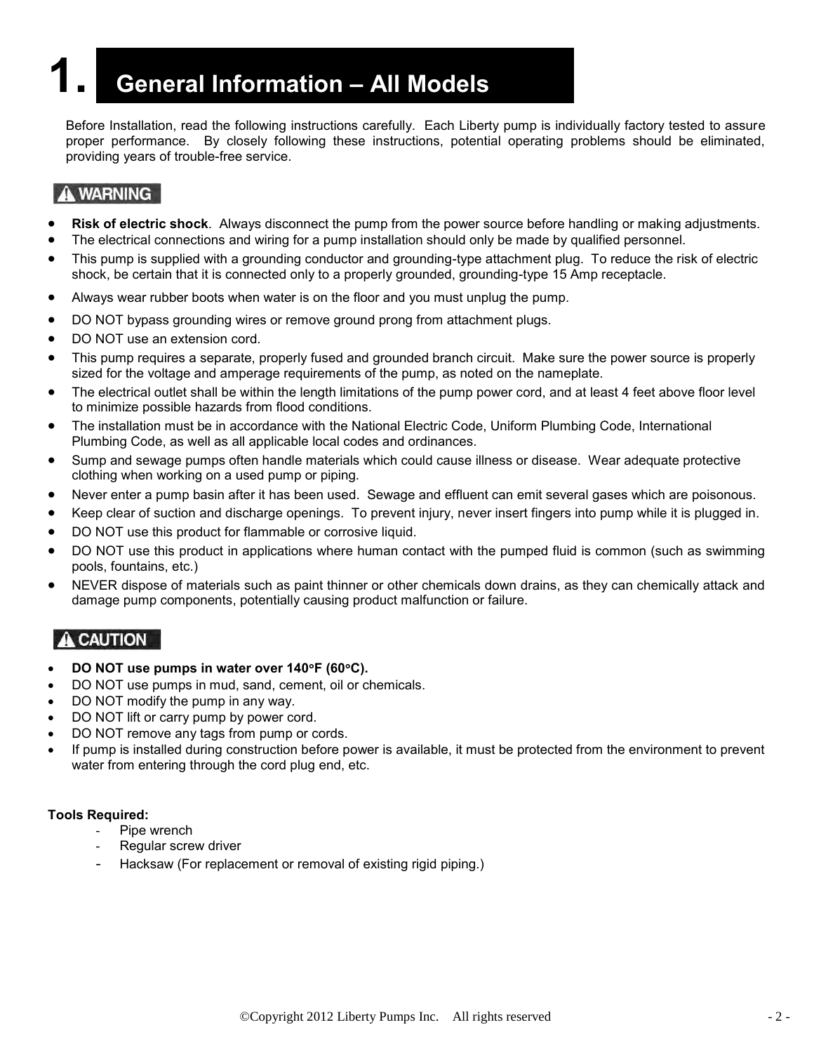# 1. General Information – All Models

Before Installation, read the following instructions carefully. Each Liberty pump is individually factory tested to assure proper performance. By closely following these instructions, potential operating problems should be eliminated, providing years of trouble-free service.

**⚠ WARNING**

- **Risk of electric shock**. Always disconnect the pump from the power source before handling or making adjustments.
- The electrical connections and wiring for a pump installation should only be made by qualified personnel.
- This pump is supplied with a grounding conductor and grounding-type attachment plug. To reduce the risk of electric shock, be certain that it is connected only to a properly grounded, grounding-type 15 Amp receptacle.
- Always wear rubber boots when water is on the floor and you must unplug the pump.
- DO NOT bypass grounding wires or remove ground prong from attachment plugs.
- DO NOT use an extension cord.
- This pump requires a separate, properly fused and grounded branch circuit. Make sure the power source is properly sized for the voltage and amperage requirements of the pump, as noted on the nameplate.
- The electrical outlet shall be within the length limitations of the pump power cord, and at least 4 feet above floor level to minimize possible hazards from flood conditions.
- The installation must be in accordance with the National Electric Code, Uniform Plumbing Code, International Plumbing Code, as well as all applicable local codes and ordinances.
- Sump and sewage pumps often handle materials which could cause illness or disease. Wear adequate protective clothing when working on a used pump or piping.
- Never enter a pump basin after it has been used. Sewage and effluent can emit several gases which are poisonous.
- Keep clear of suction and discharge openings. To prevent injury, never insert fingers into pump while it is plugged in.
- DO NOT use this product for flammable or corrosive liquid.
- DO NOT use this product in applications where human contact with the pumped fluid is common (such as swimming pools, fountains, etc.)
- NEVER dispose of materials such as paint thinner or other chemicals down drains, as they can chemically attack and damage pump components, potentially causing product malfunction or failure.

**⚠ CAUTION**

- **DO NOT use pumps in water over 140°F (60°C).**
- DO NOT use pumps in mud, sand, cement, oil or chemicals.
- DO NOT modify the pump in any way.
- DO NOT lift or carry pump by power cord.
- DO NOT remove any tags from pump or cords.
- If pump is installed during construction before power is available, it must be protected from the environment to prevent water from entering through the cord plug end, etc.

**Tools Required:**

- Pipe wrench
- Regular screw driver
- Hacksaw (For replacement or removal of existing rigid piping.)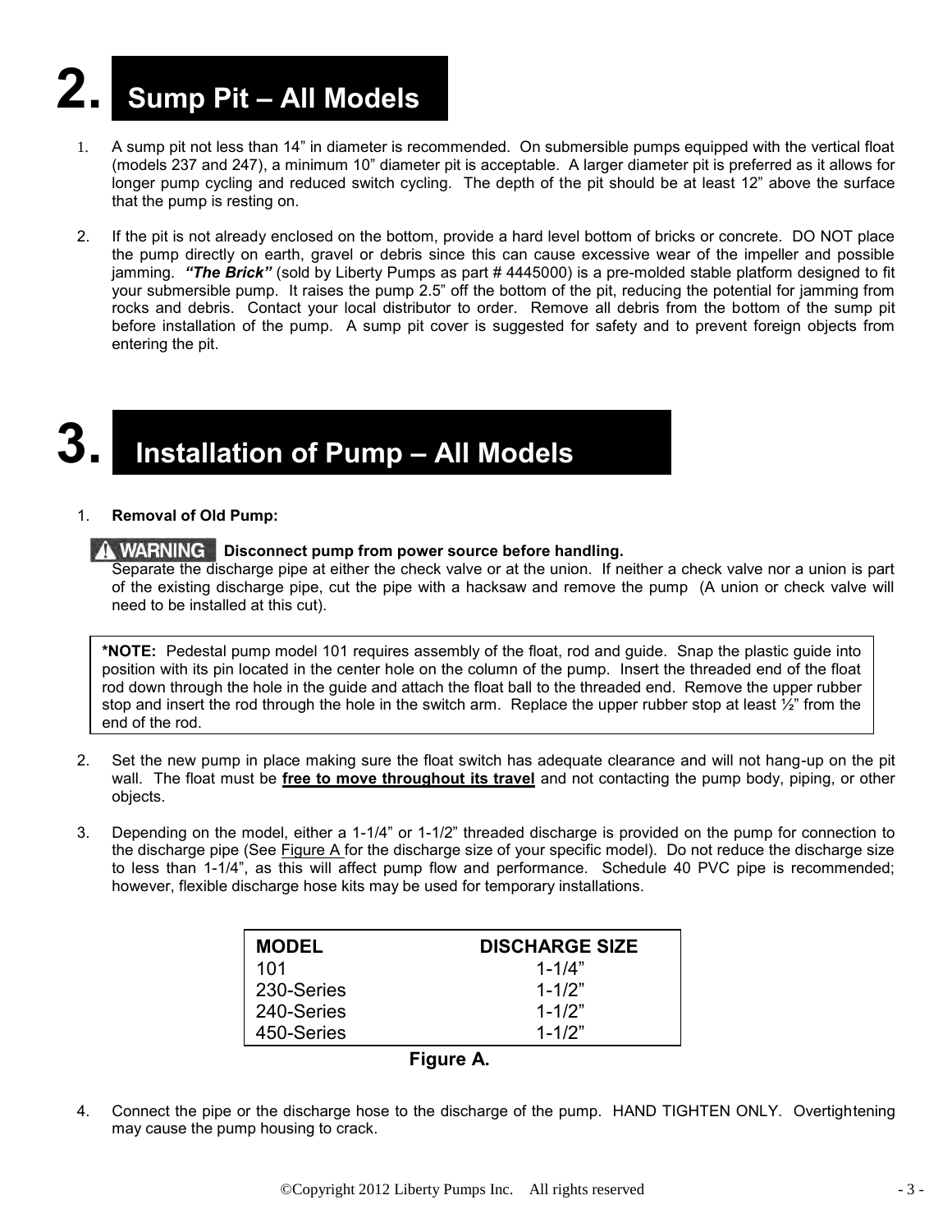# 2. Sump Pit – All Models

1. A sump pit not less than 14" in diameter is recommended. On submersible pumps equipped with the vertical float (models 237 and 247), a minimum 10" diameter pit is acceptable. A larger diameter pit is preferred as it allows for longer pump cycling and reduced switch cycling. The depth of the pit should be at least 12" above the surface that the pump is resting on.

2. If the pit is not already enclosed on the bottom, provide a hard level bottom of bricks or concrete. DO NOT place the pump directly on earth, gravel or debris since this can cause excessive wear of the impeller and possible jamming. ***"The Brick"*** (sold by Liberty Pumps as part # 4445000) is a pre-molded stable platform designed to fit your submersible pump. It raises the pump 2.5" off the bottom of the pit, reducing the potential for jamming from rocks and debris. Contact your local distributor to order. Remove all debris from the bottom of the sump pit before installation of the pump. A sump pit cover is suggested for safety and to prevent foreign objects from entering the pit.

# 3. Installation of Pump – All Models

1. **Removal of Old Pump:**

   **⚠ WARNING Disconnect pump from power source before handling.**
   Separate the discharge pipe at either the check valve or at the union. If neither a check valve nor a union is part of the existing discharge pipe, cut the pipe with a hacksaw and remove the pump (A union or check valve will need to be installed at this cut).

> ***NOTE:** Pedestal pump model 101 requires assembly of the float, rod and guide. Snap the plastic guide into position with its pin located in the center hole on the column of the pump. Insert the threaded end of the float rod down through the hole in the guide and attach the float ball to the threaded end. Remove the upper rubber stop and insert the rod through the hole in the switch arm. Replace the upper rubber stop at least ½" from the end of the rod.

2. Set the new pump in place making sure the float switch has adequate clearance and will not hang-up on the pit wall. The float must be **free to move throughout its travel** and not contacting the pump body, piping, or other objects.

3. Depending on the model, either a 1-1/4" or 1-1/2" threaded discharge is provided on the pump for connection to the discharge pipe (See Figure A for the discharge size of your specific model). Do not reduce the discharge size to less than 1-1/4", as this will affect pump flow and performance. Schedule 40 PVC pipe is recommended; however, flexible discharge hose kits may be used for temporary installations.

| MODEL | DISCHARGE SIZE |
|---|---|
| 101 | 1-1/4" |
| 230-Series | 1-1/2" |
| 240-Series | 1-1/2" |
| 450-Series | 1-1/2" |

**Figure A.**

4. Connect the pipe or the discharge hose to the discharge of the pump. HAND TIGHTEN ONLY. Overtightening may cause the pump housing to crack.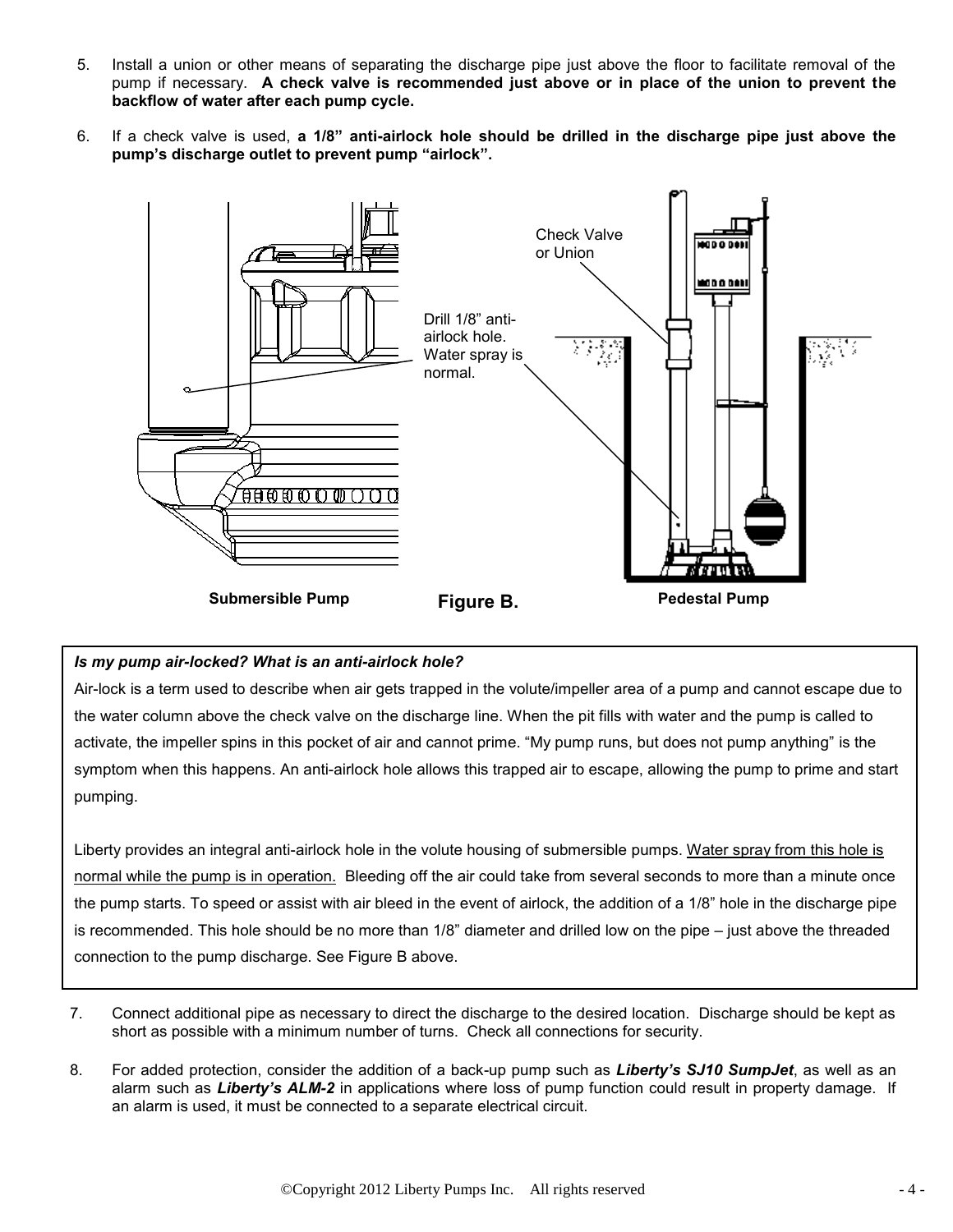5. Install a union or other means of separating the discharge pipe just above the floor to facilitate removal of the pump if necessary. **A check valve is recommended just above or in place of the union to prevent the backflow of water after each pump cycle.**

6. If a check valve is used, **a 1/8" anti-airlock hole should be drilled in the discharge pipe just above the pump's discharge outlet to prevent pump "airlock".**

Check Valve or Union

Drill 1/8" anti-airlock hole. Water spray is normal.

**Submersible Pump** **Figure B.** **Pedestal Pump**

***Is my pump air-locked? What is an anti-airlock hole?***

Air-lock is a term used to describe when air gets trapped in the volute/impeller area of a pump and cannot escape due to the water column above the check valve on the discharge line. When the pit fills with water and the pump is called to activate, the impeller spins in this pocket of air and cannot prime. "My pump runs, but does not pump anything" is the symptom when this happens. An anti-airlock hole allows this trapped air to escape, allowing the pump to prime and start pumping.

Liberty provides an integral anti-airlock hole in the volute housing of submersible pumps. Water spray from this hole is normal while the pump is in operation. Bleeding off the air could take from several seconds to more than a minute once the pump starts. To speed or assist with air bleed in the event of airlock, the addition of a 1/8" hole in the discharge pipe is recommended. This hole should be no more than 1/8" diameter and drilled low on the pipe – just above the threaded connection to the pump discharge. See Figure B above.

7. Connect additional pipe as necessary to direct the discharge to the desired location. Discharge should be kept as short as possible with a minimum number of turns. Check all connections for security.

8. For added protection, consider the addition of a back-up pump such as ***Liberty's SJ10 SumpJet***, as well as an alarm such as ***Liberty's ALM-2*** in applications where loss of pump function could result in property damage. If an alarm is used, it must be connected to a separate electrical circuit.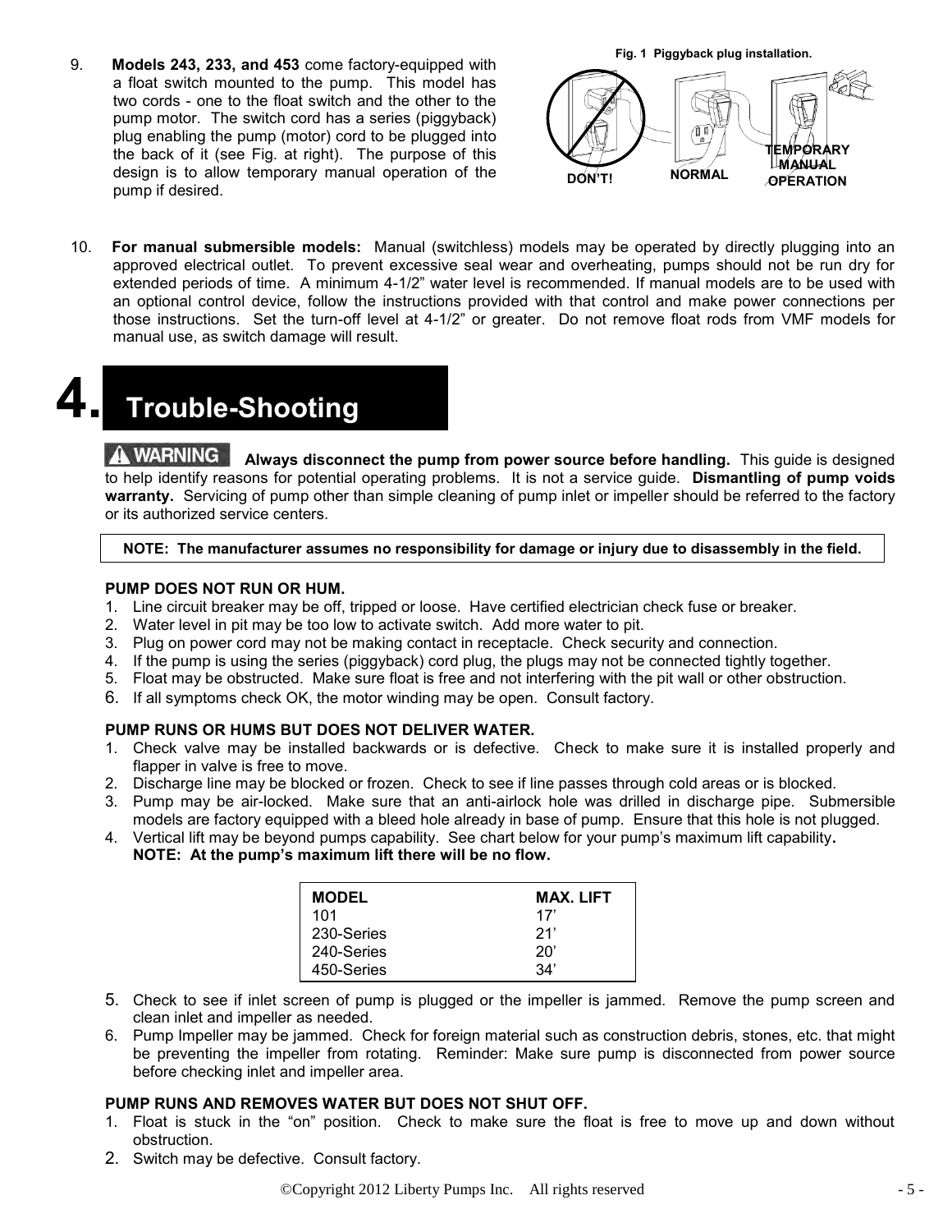9. **Models 243, 233, and 453** come factory-equipped with a float switch mounted to the pump. This model has two cords - one to the float switch and the other to the pump motor. The switch cord has a series (piggyback) plug enabling the pump (motor) cord to be plugged into the back of it (see Fig. at right). The purpose of this design is to allow temporary manual operation of the pump if desired.

**Fig. 1 Piggyback plug installation.**

DON'T! NORMAL TEMPORARY MANUAL OPERATION

10. **For manual submersible models:** Manual (switchless) models may be operated by directly plugging into an approved electrical outlet. To prevent excessive seal wear and overheating, pumps should not be run dry for extended periods of time. A minimum 4-1/2" water level is recommended. If manual models are to be used with an optional control device, follow the instructions provided with that control and make power connections per those instructions. Set the turn-off level at 4-1/2" or greater. Do not remove float rods from VMF models for manual use, as switch damage will result.

# 4. Trouble-Shooting

**⚠ WARNING** **Always disconnect the pump from power source before handling.** This guide is designed to help identify reasons for potential operating problems. It is not a service guide. **Dismantling of pump voids warranty.** Servicing of pump other than simple cleaning of pump inlet or impeller should be referred to the factory or its authorized service centers.

**NOTE: The manufacturer assumes no responsibility for damage or injury due to disassembly in the field.**

**PUMP DOES NOT RUN OR HUM.**

1. Line circuit breaker may be off, tripped or loose. Have certified electrician check fuse or breaker.
2. Water level in pit may be too low to activate switch. Add more water to pit.
3. Plug on power cord may not be making contact in receptacle. Check security and connection.
4. If the pump is using the series (piggyback) cord plug, the plugs may not be connected tightly together.
5. Float may be obstructed. Make sure float is free and not interfering with the pit wall or other obstruction.
6. If all symptoms check OK, the motor winding may be open. Consult factory.

**PUMP RUNS OR HUMS BUT DOES NOT DELIVER WATER.**

1. Check valve may be installed backwards or is defective. Check to make sure it is installed properly and flapper in valve is free to move.
2. Discharge line may be blocked or frozen. Check to see if line passes through cold areas or is blocked.
3. Pump may be air-locked. Make sure that an anti-airlock hole was drilled in discharge pipe. Submersible models are factory equipped with a bleed hole already in base of pump. Ensure that this hole is not plugged.
4. Vertical lift may be beyond pumps capability. See chart below for your pump's maximum lift capability.
   **NOTE: At the pump's maximum lift there will be no flow.**

| MODEL | MAX. LIFT |
|---|---|
| 101 | 17' |
| 230-Series | 21' |
| 240-Series | 20' |
| 450-Series | 34' |

5. Check to see if inlet screen of pump is plugged or the impeller is jammed. Remove the pump screen and clean inlet and impeller as needed.
6. Pump Impeller may be jammed. Check for foreign material such as construction debris, stones, etc. that might be preventing the impeller from rotating. Reminder: Make sure pump is disconnected from power source before checking inlet and impeller area.

**PUMP RUNS AND REMOVES WATER BUT DOES NOT SHUT OFF.**

1. Float is stuck in the "on" position. Check to make sure the float is free to move up and down without obstruction.
2. Switch may be defective. Consult factory.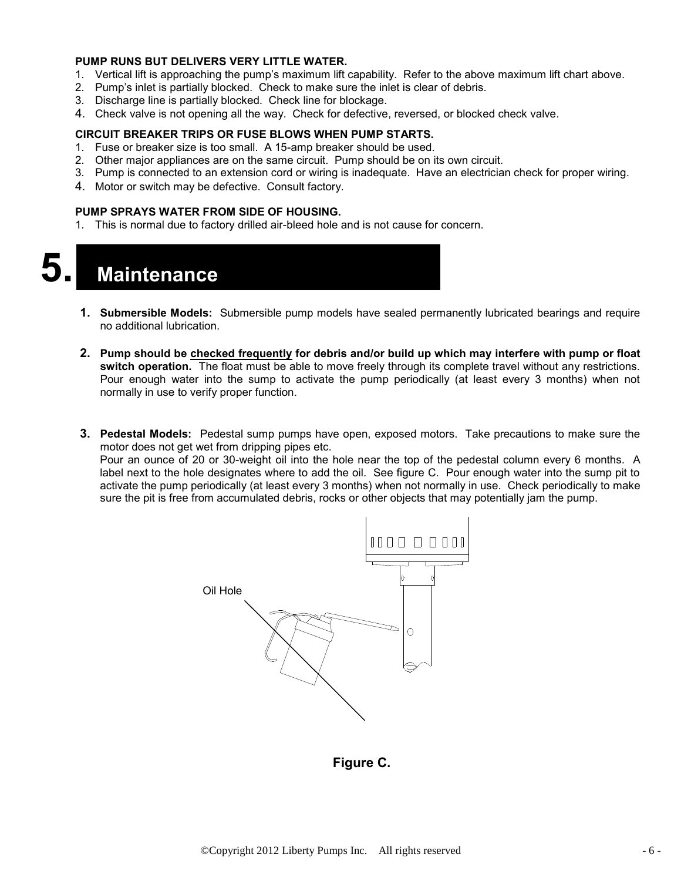**PUMP RUNS BUT DELIVERS VERY LITTLE WATER.**

1. Vertical lift is approaching the pump's maximum lift capability. Refer to the above maximum lift chart above.
2. Pump's inlet is partially blocked. Check to make sure the inlet is clear of debris.
3. Discharge line is partially blocked. Check line for blockage.
4. Check valve is not opening all the way. Check for defective, reversed, or blocked check valve.

**CIRCUIT BREAKER TRIPS OR FUSE BLOWS WHEN PUMP STARTS.**

1. Fuse or breaker size is too small. A 15-amp breaker should be used.
2. Other major appliances are on the same circuit. Pump should be on its own circuit.
3. Pump is connected to an extension cord or wiring is inadequate. Have an electrician check for proper wiring.
4. Motor or switch may be defective. Consult factory.

**PUMP SPRAYS WATER FROM SIDE OF HOUSING.**

1. This is normal due to factory drilled air-bleed hole and is not cause for concern.

# 5. Maintenance

1. **Submersible Models:** Submersible pump models have sealed permanently lubricated bearings and require no additional lubrication.

2. **Pump should be <u>checked frequently</u> for debris and/or build up which may interfere with pump or float switch operation.** The float must be able to move freely through its complete travel without any restrictions. Pour enough water into the sump to activate the pump periodically (at least every 3 months) when not normally in use to verify proper function.

3. **Pedestal Models:** Pedestal sump pumps have open, exposed motors. Take precautions to make sure the motor does not get wet from dripping pipes etc.
   Pour an ounce of 20 or 30-weight oil into the hole near the top of the pedestal column every 6 months. A label next to the hole designates where to add the oil. See figure C. Pour enough water into the sump pit to activate the pump periodically (at least every 3 months) when not normally in use. Check periodically to make sure the pit is free from accumulated debris, rocks or other objects that may potentially jam the pump.

Oil Hole

**Figure C.**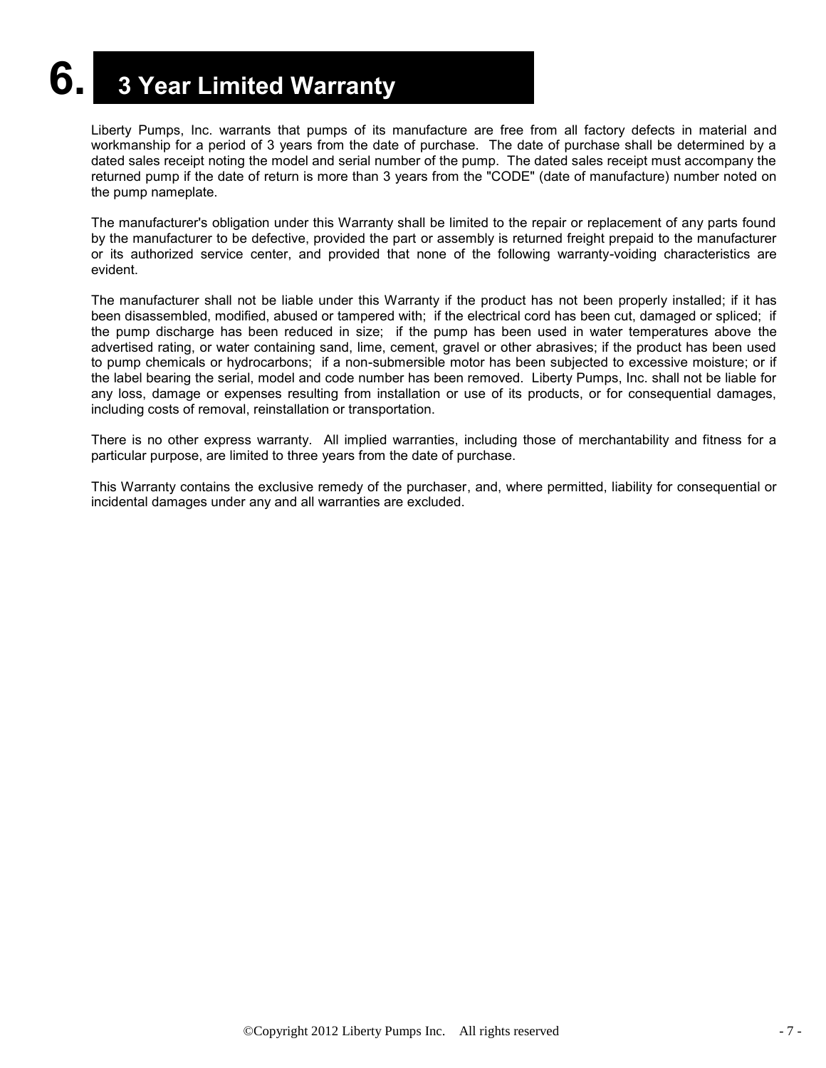# 6. 3 Year Limited Warranty

Liberty Pumps, Inc. warrants that pumps of its manufacture are free from all factory defects in material and workmanship for a period of 3 years from the date of purchase. The date of purchase shall be determined by a dated sales receipt noting the model and serial number of the pump. The dated sales receipt must accompany the returned pump if the date of return is more than 3 years from the "CODE" (date of manufacture) number noted on the pump nameplate.

The manufacturer's obligation under this Warranty shall be limited to the repair or replacement of any parts found by the manufacturer to be defective, provided the part or assembly is returned freight prepaid to the manufacturer or its authorized service center, and provided that none of the following warranty-voiding characteristics are evident.

The manufacturer shall not be liable under this Warranty if the product has not been properly installed; if it has been disassembled, modified, abused or tampered with; if the electrical cord has been cut, damaged or spliced; if the pump discharge has been reduced in size; if the pump has been used in water temperatures above the advertised rating, or water containing sand, lime, cement, gravel or other abrasives; if the product has been used to pump chemicals or hydrocarbons; if a non-submersible motor has been subjected to excessive moisture; or if the label bearing the serial, model and code number has been removed. Liberty Pumps, Inc. shall not be liable for any loss, damage or expenses resulting from installation or use of its products, or for consequential damages, including costs of removal, reinstallation or transportation.

There is no other express warranty. All implied warranties, including those of merchantability and fitness for a particular purpose, are limited to three years from the date of purchase.

This Warranty contains the exclusive remedy of the purchaser, and, where permitted, liability for consequential or incidental damages under any and all warranties are excluded.

©Copyright 2012 Liberty Pumps Inc. All rights reserved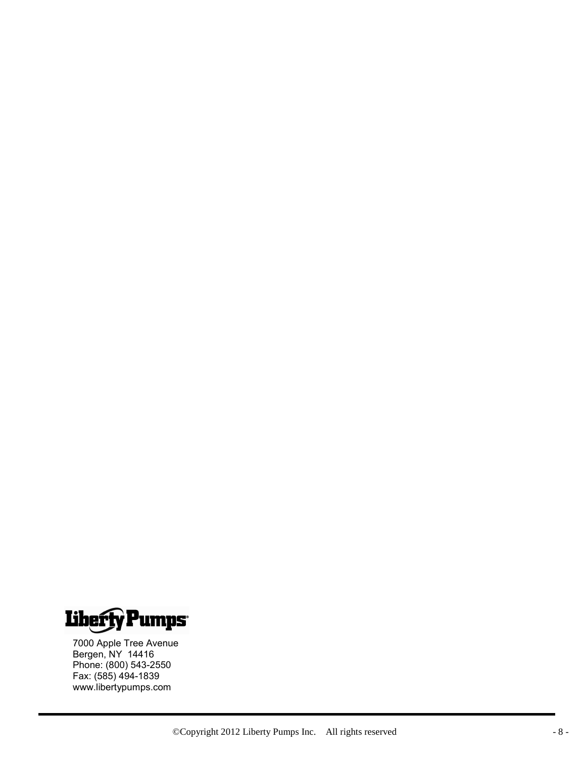Liberty Pumps

7000 Apple Tree Avenue
Bergen, NY 14416
Phone: (800) 543-2550
Fax: (585) 494-1839
www.libertypumps.com

©Copyright 2012 Liberty Pumps Inc. All rights reserved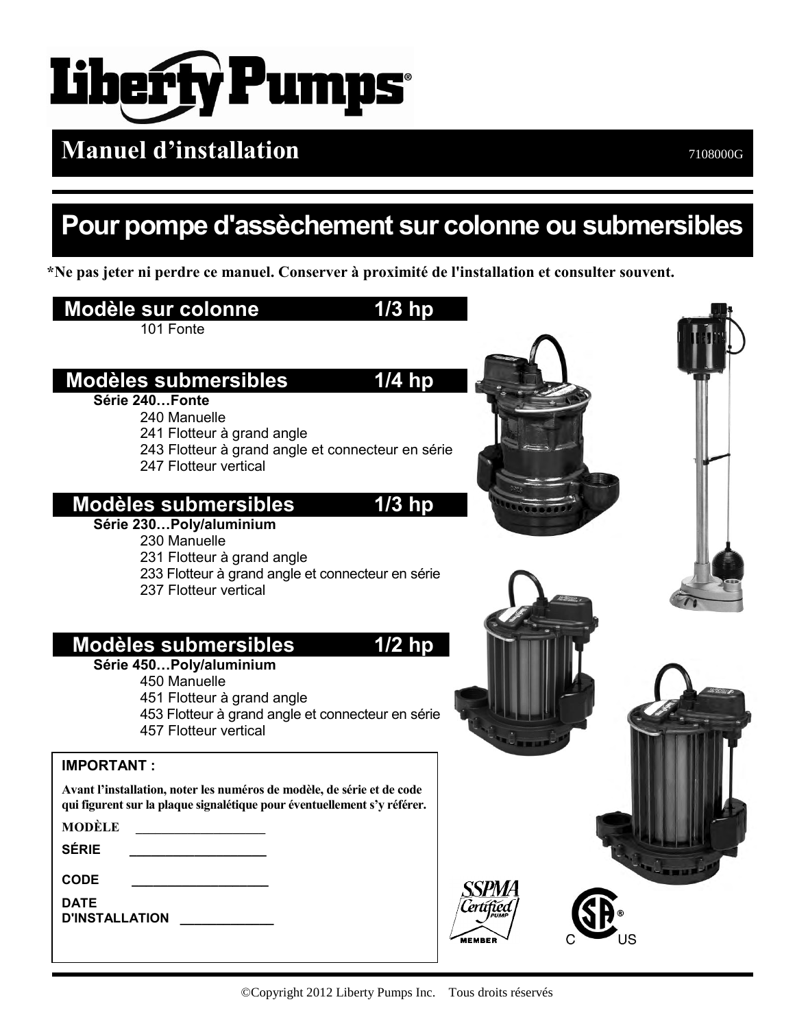# Liberty Pumps®

## Manuel d'installation

7108000G

# Pour pompe d'assèchement sur colonne ou submersibles

**\*Ne pas jeter ni perdre ce manuel. Conserver à proximité de l'installation et consulter souvent.**

## Modèle sur colonne 1/3 hp

101 Fonte

## Modèles submersibles 1/4 hp

**Série 240…Fonte**

- 240 Manuelle
- 241 Flotteur à grand angle
- 243 Flotteur à grand angle et connecteur en série
- 247 Flotteur vertical

## Modèles submersibles 1/3 hp

**Série 230…Poly/aluminium**

- 230 Manuelle
- 231 Flotteur à grand angle
- 233 Flotteur à grand angle et connecteur en série
- 237 Flotteur vertical

## Modèles submersibles 1/2 hp

**Série 450…Poly/aluminium**

- 450 Manuelle
- 451 Flotteur à grand angle
- 453 Flotteur à grand angle et connecteur en série
- 457 Flotteur vertical

**IMPORTANT :**

**Avant l'installation, noter les numéros de modèle, de série et de code qui figurent sur la plaque signalétique pour éventuellement s'y référer.**

**MODÈLE** ___________________

**SÉRIE** ___________________

**CODE** ___________________

**DATE D'INSTALLATION** _____________

©Copyright 2012 Liberty Pumps Inc. Tous droits réservés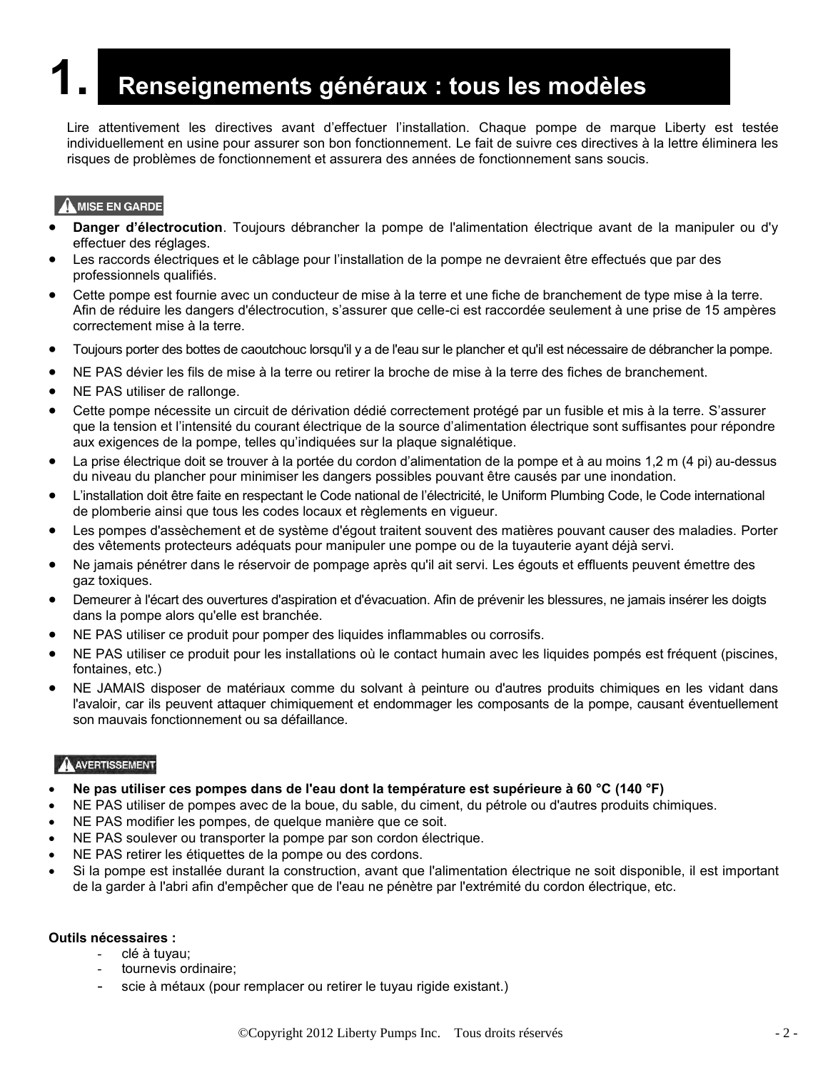# 1. Renseignements généraux : tous les modèles

Lire attentivement les directives avant d'effectuer l'installation. Chaque pompe de marque Liberty est testée individuellement en usine pour assurer son bon fonctionnement. Le fait de suivre ces directives à la lettre éliminera les risques de problèmes de fonctionnement et assurera des années de fonctionnement sans soucis.

**⚠ MISE EN GARDE**

- **Danger d'électrocution**. Toujours débrancher la pompe de l'alimentation électrique avant de la manipuler ou d'y effectuer des réglages.
- Les raccords électriques et le câblage pour l'installation de la pompe ne devraient être effectués que par des professionnels qualifiés.
- Cette pompe est fournie avec un conducteur de mise à la terre et une fiche de branchement de type mise à la terre. Afin de réduire les dangers d'électrocution, s'assurer que celle-ci est raccordée seulement à une prise de 15 ampères correctement mise à la terre.
- Toujours porter des bottes de caoutchouc lorsqu'il y a de l'eau sur le plancher et qu'il est nécessaire de débrancher la pompe.
- NE PAS dévier les fils de mise à la terre ou retirer la broche de mise à la terre des fiches de branchement.
- NE PAS utiliser de rallonge.
- Cette pompe nécessite un circuit de dérivation dédié correctement protégé par un fusible et mis à la terre. S'assurer que la tension et l'intensité du courant électrique de la source d'alimentation électrique sont suffisantes pour répondre aux exigences de la pompe, telles qu'indiquées sur la plaque signalétique.
- La prise électrique doit se trouver à la portée du cordon d'alimentation de la pompe et à au moins 1,2 m (4 pi) au-dessus du niveau du plancher pour minimiser les dangers possibles pouvant être causés par une inondation.
- L'installation doit être faite en respectant le Code national de l'électricité, le Uniform Plumbing Code, le Code international de plomberie ainsi que tous les codes locaux et règlements en vigueur.
- Les pompes d'assèchement et de système d'égout traitent souvent des matières pouvant causer des maladies. Porter des vêtements protecteurs adéquats pour manipuler une pompe ou de la tuyauterie ayant déjà servi.
- Ne jamais pénétrer dans le réservoir de pompage après qu'il ait servi. Les égouts et effluents peuvent émettre des gaz toxiques.
- Demeurer à l'écart des ouvertures d'aspiration et d'évacuation. Afin de prévenir les blessures, ne jamais insérer les doigts dans la pompe alors qu'elle est branchée.
- NE PAS utiliser ce produit pour pomper des liquides inflammables ou corrosifs.
- NE PAS utiliser ce produit pour les installations où le contact humain avec les liquides pompés est fréquent (piscines, fontaines, etc.)
- NE JAMAIS disposer de matériaux comme du solvant à peinture ou d'autres produits chimiques en les vidant dans l'avaloir, car ils peuvent attaquer chimiquement et endommager les composants de la pompe, causant éventuellement son mauvais fonctionnement ou sa défaillance.

**⚠ AVERTISSEMENT**

- **Ne pas utiliser ces pompes dans de l'eau dont la température est supérieure à 60 °C (140 °F)**
- NE PAS utiliser de pompes avec de la boue, du sable, du ciment, du pétrole ou d'autres produits chimiques.
- NE PAS modifier les pompes, de quelque manière que ce soit.
- NE PAS soulever ou transporter la pompe par son cordon électrique.
- NE PAS retirer les étiquettes de la pompe ou des cordons.
- Si la pompe est installée durant la construction, avant que l'alimentation électrique ne soit disponible, il est important de la garder à l'abri afin d'empêcher que de l'eau ne pénètre par l'extrémité du cordon électrique, etc.

**Outils nécessaires :**

- clé à tuyau;
- tournevis ordinaire;
- scie à métaux (pour remplacer ou retirer le tuyau rigide existant.)

©Copyright 2012 Liberty Pumps Inc. Tous droits réservés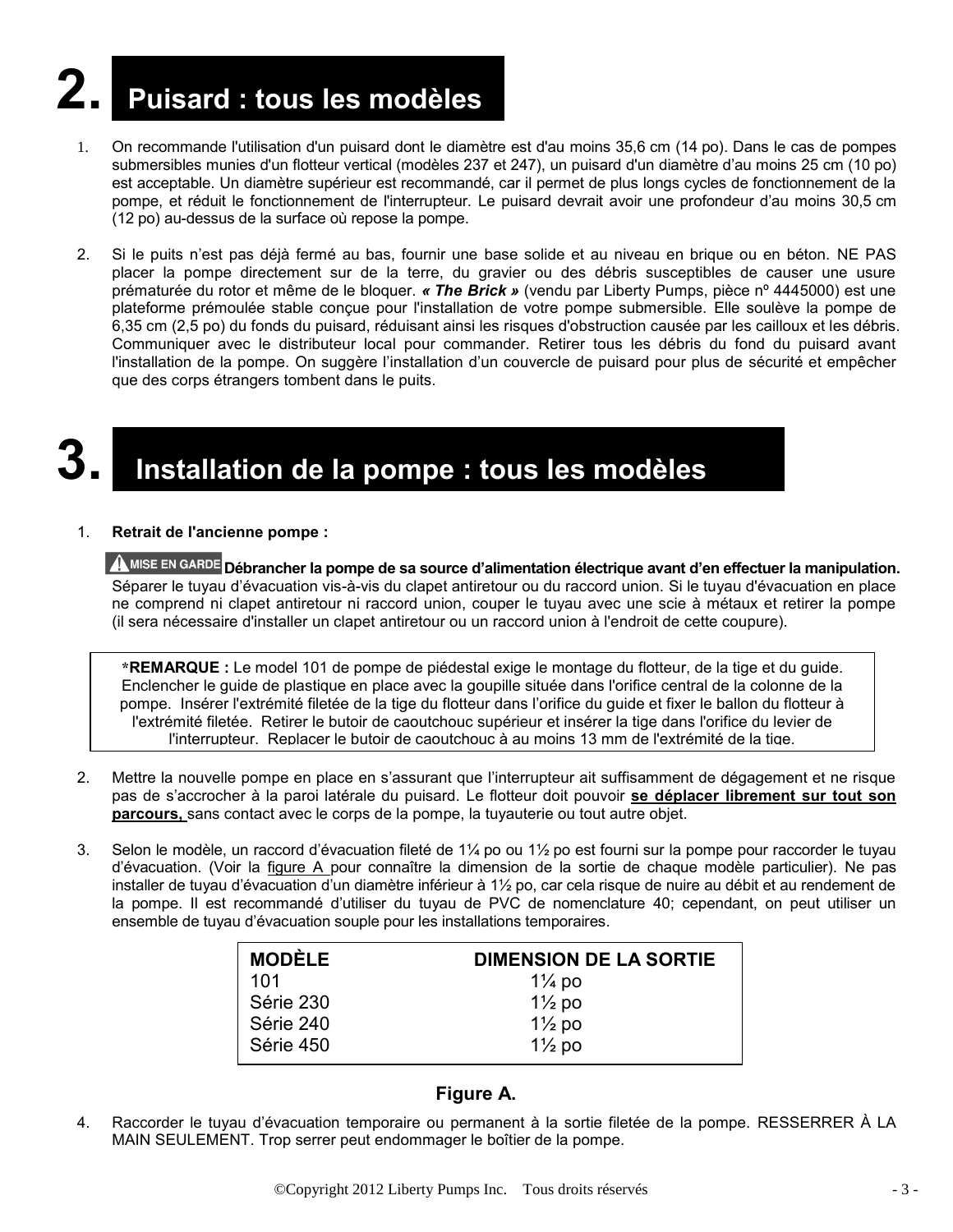# 2. Puisard : tous les modèles

1. On recommande l'utilisation d'un puisard dont le diamètre est d'au moins 35,6 cm (14 po). Dans le cas de pompes submersibles munies d'un flotteur vertical (modèles 237 et 247), un puisard d'un diamètre d'au moins 25 cm (10 po) est acceptable. Un diamètre supérieur est recommandé, car il permet de plus longs cycles de fonctionnement de la pompe, et réduit le fonctionnement de l'interrupteur. Le puisard devrait avoir une profondeur d'au moins 30,5 cm (12 po) au-dessus de la surface où repose la pompe.

2. Si le puits n'est pas déjà fermé au bas, fournir une base solide et au niveau en brique ou en béton. NE PAS placer la pompe directement sur de la terre, du gravier ou des débris susceptibles de causer une usure prématurée du rotor et même de le bloquer. ***« The Brick »*** (vendu par Liberty Pumps, pièce nº 4445000) est une plateforme prémoulée stable conçue pour l'installation de votre pompe submersible. Elle soulève la pompe de 6,35 cm (2,5 po) du fonds du puisard, réduisant ainsi les risques d'obstruction causée par les cailloux et les débris. Communiquer avec le distributeur local pour commander. Retirer tous les débris du fond du puisard avant l'installation de la pompe. On suggère l'installation d'un couvercle de puisard pour plus de sécurité et empêcher que des corps étrangers tombent dans le puits.

# 3. Installation de la pompe : tous les modèles

1. **Retrait de l'ancienne pompe :**

   **⚠ MISE EN GARDE Débrancher la pompe de sa source d'alimentation électrique avant d'en effectuer la manipulation.** Séparer le tuyau d'évacuation vis-à-vis du clapet antiretour ou du raccord union. Si le tuyau d'évacuation en place ne comprend ni clapet antiretour ni raccord union, couper le tuyau avec une scie à métaux et retirer la pompe (il sera nécessaire d'installer un clapet antiretour ou un raccord union à l'endroit de cette coupure).

> ***REMARQUE :** Le model 101 de pompe de piédestal exige le montage du flotteur, de la tige et du guide. Enclencher le guide de plastique en place avec la goupille située dans l'orifice central de la colonne de la pompe. Insérer l'extrémité filetée de la tige du flotteur dans l'orifice du guide et fixer le ballon du flotteur à l'extrémité filetée. Retirer le butoir de caoutchouc supérieur et insérer la tige dans l'orifice du levier de l'interrupteur. Replacer le butoir de caoutchouc à au moins 13 mm de l'extrémité de la tige.

2. Mettre la nouvelle pompe en place en s'assurant que l'interrupteur ait suffisamment de dégagement et ne risque pas de s'accrocher à la paroi latérale du puisard. Le flotteur doit pouvoir **se déplacer librement sur tout son parcours,** sans contact avec le corps de la pompe, la tuyauterie ou tout autre objet.

3. Selon le modèle, un raccord d'évacuation fileté de 1¼ po ou 1½ po est fourni sur la pompe pour raccorder le tuyau d'évacuation. (Voir la figure A pour connaître la dimension de la sortie de chaque modèle particulier). Ne pas installer de tuyau d'évacuation d'un diamètre inférieur à 1½ po, car cela risque de nuire au débit et au rendement de la pompe. Il est recommandé d'utiliser du tuyau de PVC de nomenclature 40; cependant, on peut utiliser un ensemble de tuyau d'évacuation souple pour les installations temporaires.

| MODÈLE | DIMENSION DE LA SORTIE |
|---|---|
| 101 | 1¼ po |
| Série 230 | 1½ po |
| Série 240 | 1½ po |
| Série 450 | 1½ po |

**Figure A.**

4. Raccorder le tuyau d'évacuation temporaire ou permanent à la sortie filetée de la pompe. RESSERRER À LA MAIN SEULEMENT. Trop serrer peut endommager le boîtier de la pompe.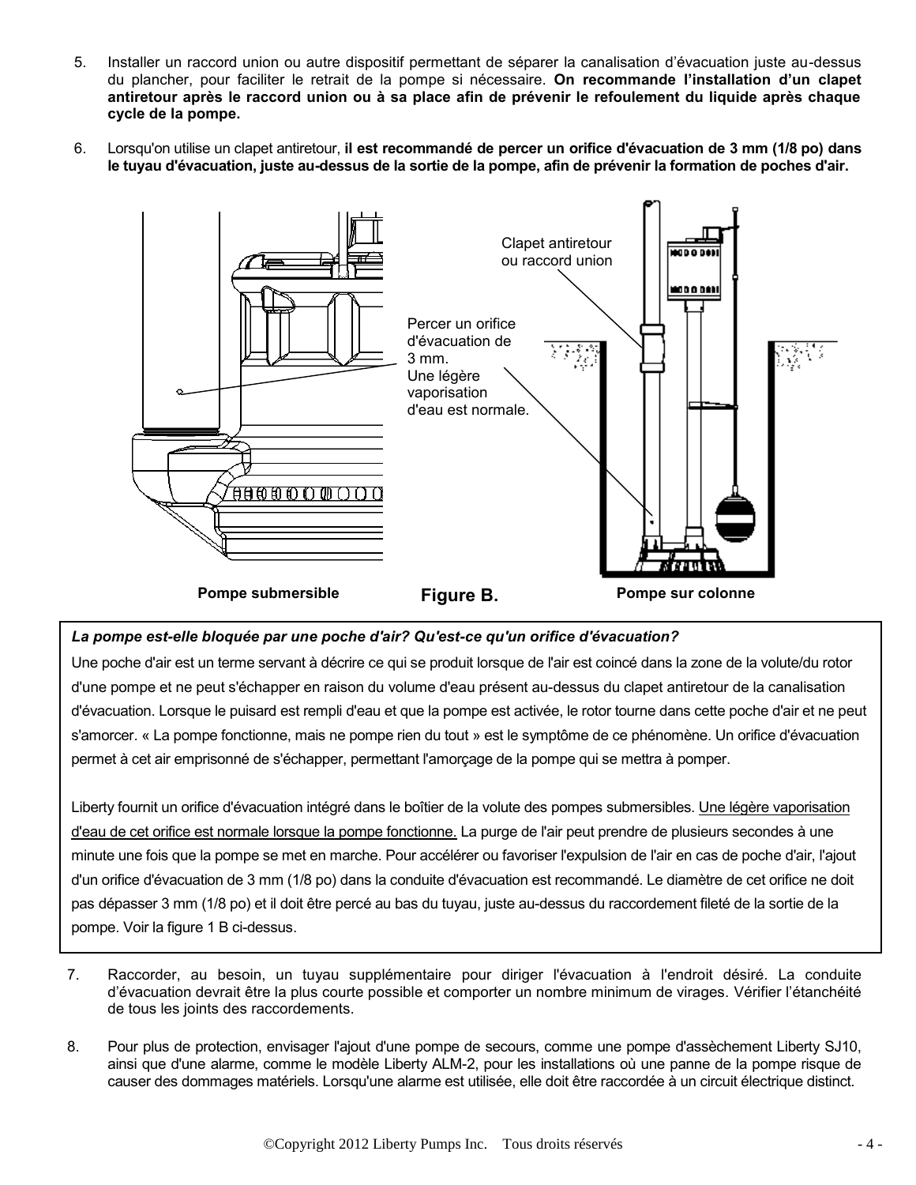5. Installer un raccord union ou autre dispositif permettant de séparer la canalisation d'évacuation juste au-dessus du plancher, pour faciliter le retrait de la pompe si nécessaire. **On recommande l'installation d'un clapet antiretour après le raccord union ou à sa place afin de prévenir le refoulement du liquide après chaque cycle de la pompe.**

6. Lorsqu'on utilise un clapet antiretour, **il est recommandé de percer un orifice d'évacuation de 3 mm (1/8 po) dans le tuyau d'évacuation, juste au-dessus de la sortie de la pompe, afin de prévenir la formation de poches d'air.**

Clapet antiretour ou raccord union

Percer un orifice d'évacuation de 3 mm. Une légère vaporisation d'eau est normale.

**Pompe submersible** **Figure B.** **Pompe sur colonne**

***La pompe est-elle bloquée par une poche d'air? Qu'est-ce qu'un orifice d'évacuation?***

Une poche d'air est un terme servant à décrire ce qui se produit lorsque de l'air est coincé dans la zone de la volute/du rotor d'une pompe et ne peut s'échapper en raison du volume d'eau présent au-dessus du clapet antiretour de la canalisation d'évacuation. Lorsque le puisard est rempli d'eau et que la pompe est activée, le rotor tourne dans cette poche d'air et ne peut s'amorcer. « La pompe fonctionne, mais ne pompe rien du tout » est le symptôme de ce phénomène. Un orifice d'évacuation permet à cet air emprisonné de s'échapper, permettant l'amorçage de la pompe qui se mettra à pomper.

Liberty fournit un orifice d'évacuation intégré dans le boîtier de la volute des pompes submersibles. Une légère vaporisation d'eau de cet orifice est normale lorsque la pompe fonctionne. La purge de l'air peut prendre de plusieurs secondes à une minute une fois que la pompe se met en marche. Pour accélérer ou favoriser l'expulsion de l'air en cas de poche d'air, l'ajout d'un orifice d'évacuation de 3 mm (1/8 po) dans la conduite d'évacuation est recommandé. Le diamètre de cet orifice ne doit pas dépasser 3 mm (1/8 po) et il doit être percé au bas du tuyau, juste au-dessus du raccordement fileté de la sortie de la pompe. Voir la figure 1 B ci-dessus.

7. Raccorder, au besoin, un tuyau supplémentaire pour diriger l'évacuation à l'endroit désiré. La conduite d'évacuation devrait être la plus courte possible et comporter un nombre minimum de virages. Vérifier l'étanchéité de tous les joints des raccordements.

8. Pour plus de protection, envisager l'ajout d'une pompe de secours, comme une pompe d'assèchement Liberty SJ10, ainsi que d'une alarme, comme le modèle Liberty ALM-2, pour les installations où une panne de la pompe risque de causer des dommages matériels. Lorsqu'une alarme est utilisée, elle doit être raccordée à un circuit électrique distinct.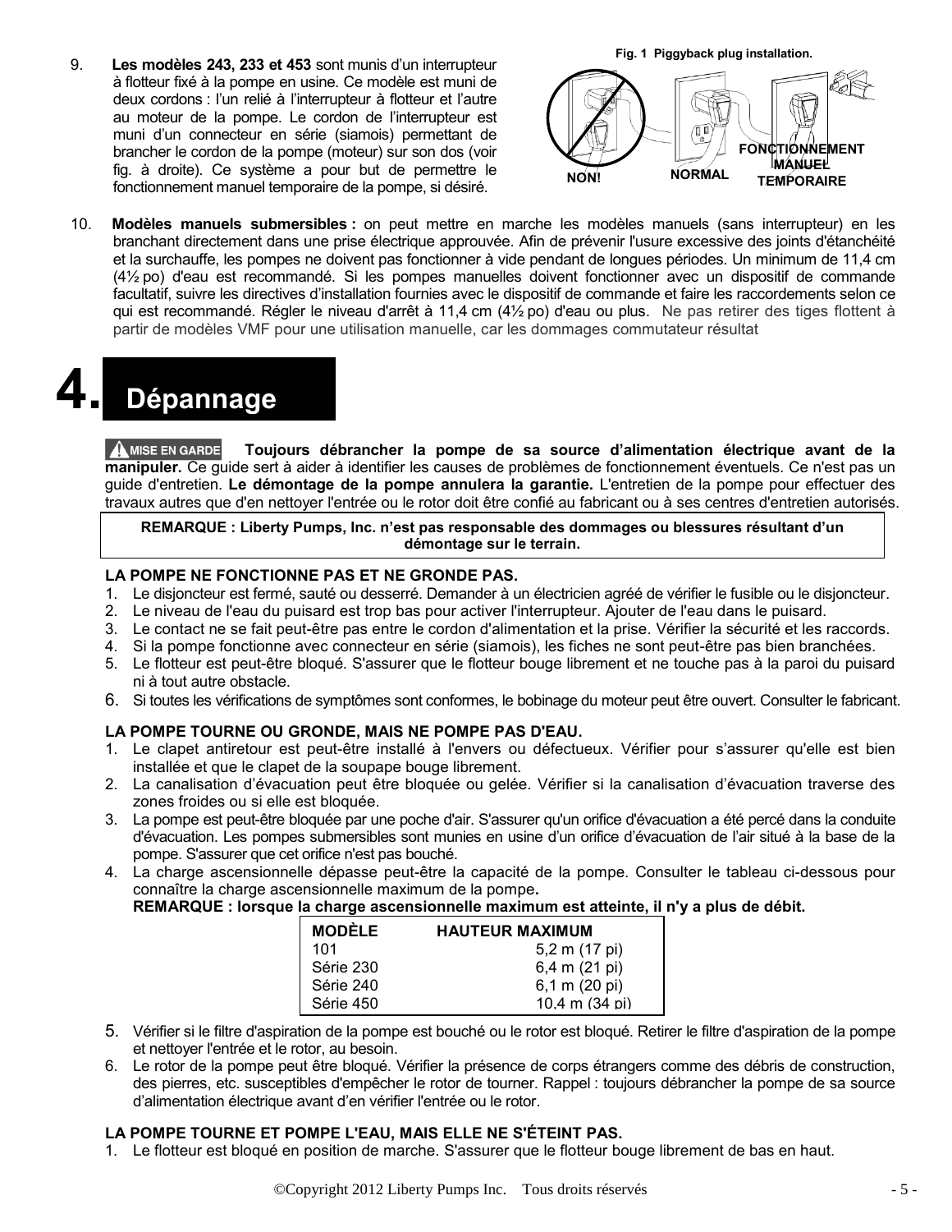9. **Les modèles 243, 233 et 453** sont munis d'un interrupteur à flotteur fixé à la pompe en usine. Ce modèle est muni de deux cordons : l'un relié à l'interrupteur à flotteur et l'autre au moteur de la pompe. Le cordon de l'interrupteur est muni d'un connecteur en série (siamois) permettant de brancher le cordon de la pompe (moteur) sur son dos (voir fig. à droite). Ce système a pour but de permettre le fonctionnement manuel temporaire de la pompe, si désiré.

**Fig. 1 Piggyback plug installation.**

NON! NORMAL FONCTIONNEMENT MANUEL TEMPORAIRE

10. **Modèles manuels submersibles :** on peut mettre en marche les modèles manuels (sans interrupteur) en les branchant directement dans une prise électrique approuvée. Afin de prévenir l'usure excessive des joints d'étanchéité et la surchauffe, les pompes ne doivent pas fonctionner à vide pendant de longues périodes. Un minimum de 11,4 cm (4½ po) d'eau est recommandé. Si les pompes manuelles doivent fonctionner avec un dispositif de commande facultatif, suivre les directives d'installation fournies avec le dispositif de commande et faire les raccordements selon ce qui est recommandé. Régler le niveau d'arrêt à 11,4 cm (4½ po) d'eau ou plus. Ne pas retirer des tiges flottent à partir de modèles VMF pour une utilisation manuelle, car les dommages commutateur résultat

# 4. Dépannage

**MISE EN GARDE Toujours débrancher la pompe de sa source d'alimentation électrique avant de la manipuler.** Ce guide sert à aider à identifier les causes de problèmes de fonctionnement éventuels. Ce n'est pas un guide d'entretien. **Le démontage de la pompe annulera la garantie.** L'entretien de la pompe pour effectuer des travaux autres que d'en nettoyer l'entrée ou le rotor doit être confié au fabricant ou à ses centres d'entretien autorisés.

**REMARQUE : Liberty Pumps, Inc. n'est pas responsable des dommages ou blessures résultant d'un démontage sur le terrain.**

**LA POMPE NE FONCTIONNE PAS ET NE GRONDE PAS.**

1. Le disjoncteur est fermé, sauté ou desserré. Demander à un électricien agréé de vérifier le fusible ou le disjoncteur.
2. Le niveau de l'eau du puisard est trop bas pour activer l'interrupteur. Ajouter de l'eau dans le puisard.
3. Le contact ne se fait peut-être pas entre le cordon d'alimentation et la prise. Vérifier la sécurité et les raccords.
4. Si la pompe fonctionne avec connecteur en série (siamois), les fiches ne sont peut-être pas bien branchées.
5. Le flotteur est peut-être bloqué. S'assurer que le flotteur bouge librement et ne touche pas à la paroi du puisard ni à tout autre obstacle.
6. Si toutes les vérifications de symptômes sont conformes, le bobinage du moteur peut être ouvert. Consulter le fabricant.

**LA POMPE TOURNE OU GRONDE, MAIS NE POMPE PAS D'EAU.**

1. Le clapet antiretour est peut-être installé à l'envers ou défectueux. Vérifier pour s'assurer qu'elle est bien installée et que le clapet de la soupape bouge librement.
2. La canalisation d'évacuation peut être bloquée ou gelée. Vérifier si la canalisation d'évacuation traverse des zones froides ou si elle est bloquée.
3. La pompe est peut-être bloquée par une poche d'air. S'assurer qu'un orifice d'évacuation a été percé dans la conduite d'évacuation. Les pompes submersibles sont munies en usine d'un orifice d'évacuation de l'air situé à la base de la pompe. S'assurer que cet orifice n'est pas bouché.
4. La charge ascensionnelle dépasse peut-être la capacité de la pompe. Consulter le tableau ci-dessous pour connaître la charge ascensionnelle maximum de la pompe.
   **REMARQUE : lorsque la charge ascensionnelle maximum est atteinte, il n'y a plus de débit.**

| MODÈLE | HAUTEUR MAXIMUM |
|---|---|
| 101 | 5,2 m (17 pi) |
| Série 230 | 6,4 m (21 pi) |
| Série 240 | 6,1 m (20 pi) |
| Série 450 | 10,4 m (34 pi) |

5. Vérifier si le filtre d'aspiration de la pompe est bouché ou le rotor est bloqué. Retirer le filtre d'aspiration de la pompe et nettoyer l'entrée et le rotor, au besoin.
6. Le rotor de la pompe peut être bloqué. Vérifier la présence de corps étrangers comme des débris de construction, des pierres, etc. susceptibles d'empêcher le rotor de tourner. Rappel : toujours débrancher la pompe de sa source d'alimentation électrique avant d'en vérifier l'entrée ou le rotor.

**LA POMPE TOURNE ET POMPE L'EAU, MAIS ELLE NE S'ÉTEINT PAS.**

1. Le flotteur est bloqué en position de marche. S'assurer que le flotteur bouge librement de bas en haut.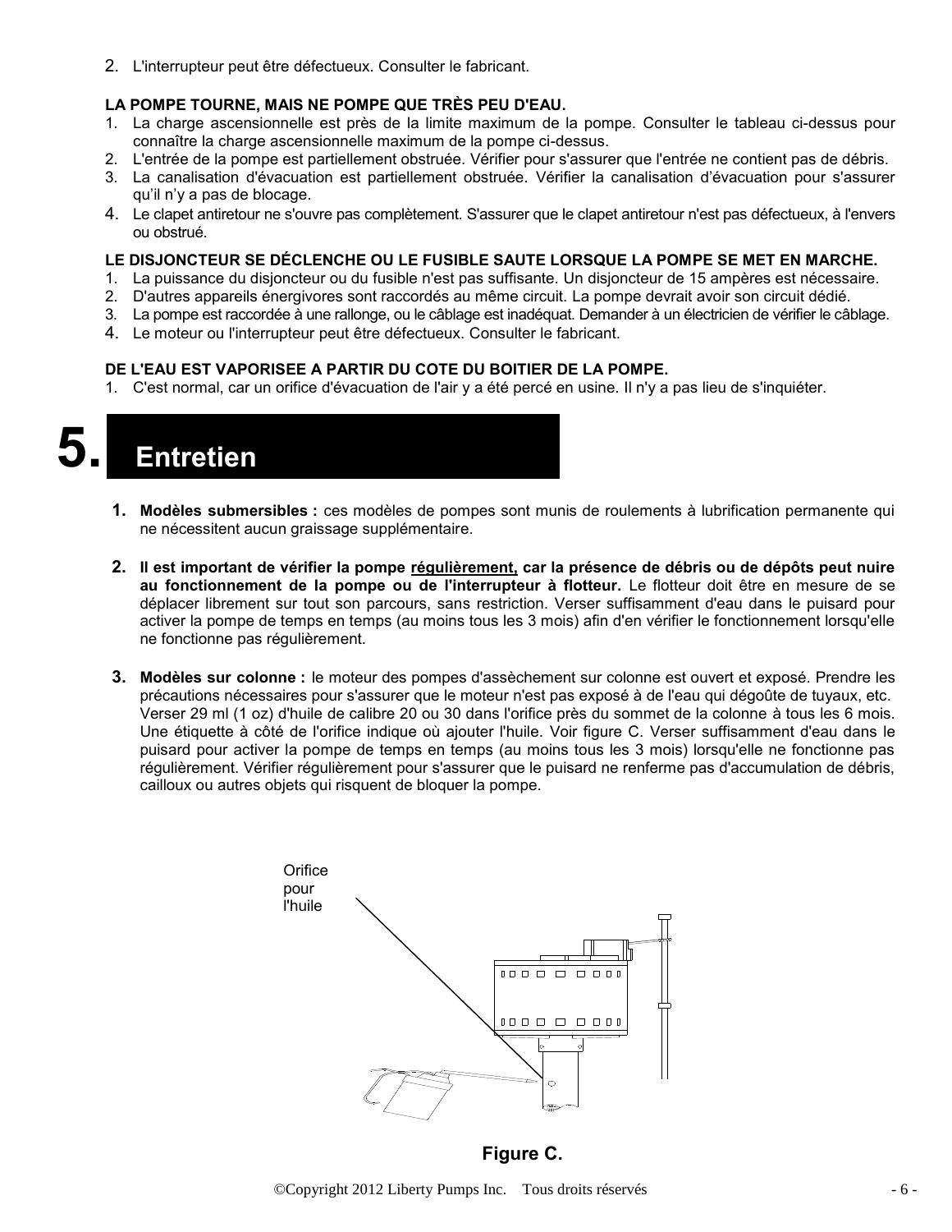2. L'interrupteur peut être défectueux. Consulter le fabricant.

**LA POMPE TOURNE, MAIS NE POMPE QUE TRÈS PEU D'EAU.**

1. La charge ascensionnelle est près de la limite maximum de la pompe. Consulter le tableau ci-dessus pour connaître la charge ascensionnelle maximum de la pompe ci-dessus.
2. L'entrée de la pompe est partiellement obstruée. Vérifier pour s'assurer que l'entrée ne contient pas de débris.
3. La canalisation d'évacuation est partiellement obstruée. Vérifier la canalisation d'évacuation pour s'assurer qu'il n'y a pas de blocage.
4. Le clapet antiretour ne s'ouvre pas complètement. S'assurer que le clapet antiretour n'est pas défectueux, à l'envers ou obstrué.

**LE DISJONCTEUR SE DÉCLENCHE OU LE FUSIBLE SAUTE LORSQUE LA POMPE SE MET EN MARCHE.**

1. La puissance du disjoncteur ou du fusible n'est pas suffisante. Un disjoncteur de 15 ampères est nécessaire.
2. D'autres appareils énergivores sont raccordés au même circuit. La pompe devrait avoir son circuit dédié.
3. La pompe est raccordée à une rallonge, ou le câblage est inadéquat. Demander à un électricien de vérifier le câblage.
4. Le moteur ou l'interrupteur peut être défectueux. Consulter le fabricant.

**DE L'EAU EST VAPORISEE A PARTIR DU COTE DU BOITIER DE LA POMPE.**

1. C'est normal, car un orifice d'évacuation de l'air y a été percé en usine. Il n'y a pas lieu de s'inquiéter.

# 5. Entretien

1. **Modèles submersibles :** ces modèles de pompes sont munis de roulements à lubrification permanente qui ne nécessitent aucun graissage supplémentaire.

2. **Il est important de vérifier la pompe <u>régulièrement,</u> car la présence de débris ou de dépôts peut nuire au fonctionnement de la pompe ou de l'interrupteur à flotteur.** Le flotteur doit être en mesure de se déplacer librement sur tout son parcours, sans restriction. Verser suffisamment d'eau dans le puisard pour activer la pompe de temps en temps (au moins tous les 3 mois) afin d'en vérifier le fonctionnement lorsqu'elle ne fonctionne pas régulièrement.

3. **Modèles sur colonne :** le moteur des pompes d'assèchement sur colonne est ouvert et exposé. Prendre les précautions nécessaires pour s'assurer que le moteur n'est pas exposé à de l'eau qui dégoûte de tuyaux, etc. Verser 29 ml (1 oz) d'huile de calibre 20 ou 30 dans l'orifice près du sommet de la colonne à tous les 6 mois. Une étiquette à côté de l'orifice indique où ajouter l'huile. Voir figure C. Verser suffisamment d'eau dans le puisard pour activer la pompe de temps en temps (au moins tous les 3 mois) lorsqu'elle ne fonctionne pas régulièrement. Vérifier régulièrement pour s'assurer que le puisard ne renferme pas d'accumulation de débris, cailloux ou autres objets qui risquent de bloquer la pompe.

Orifice pour l'huile

**Figure C.**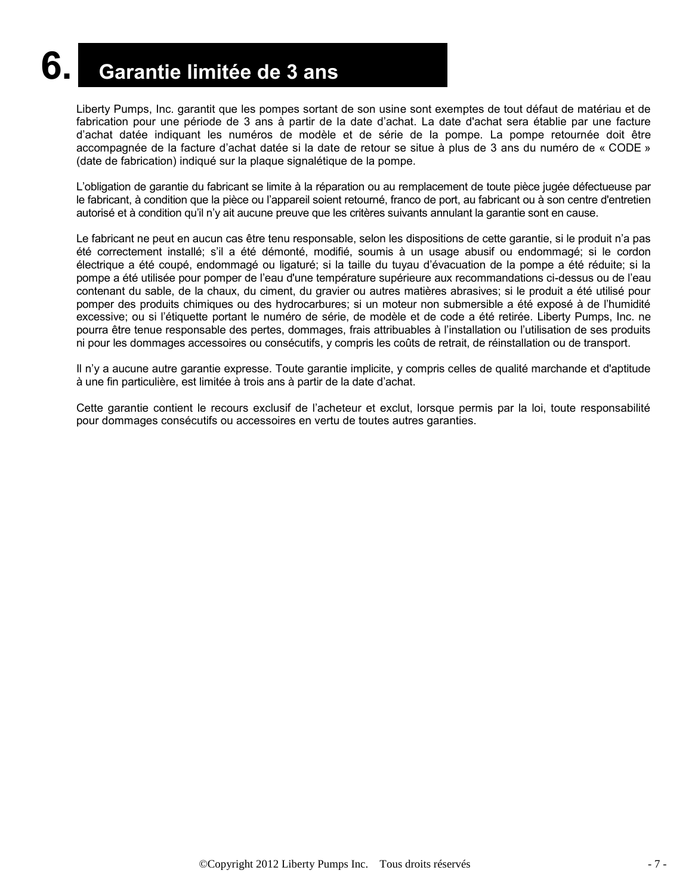# 6. Garantie limitée de 3 ans

Liberty Pumps, Inc. garantit que les pompes sortant de son usine sont exemptes de tout défaut de matériau et de fabrication pour une période de 3 ans à partir de la date d'achat. La date d'achat sera établie par une facture d'achat datée indiquant les numéros de modèle et de série de la pompe. La pompe retournée doit être accompagnée de la facture d'achat datée si la date de retour se situe à plus de 3 ans du numéro de « CODE » (date de fabrication) indiqué sur la plaque signalétique de la pompe.

L'obligation de garantie du fabricant se limite à la réparation ou au remplacement de toute pièce jugée défectueuse par le fabricant, à condition que la pièce ou l'appareil soient retourné, franco de port, au fabricant ou à son centre d'entretien autorisé et à condition qu'il n'y ait aucune preuve que les critères suivants annulant la garantie sont en cause.

Le fabricant ne peut en aucun cas être tenu responsable, selon les dispositions de cette garantie, si le produit n'a pas été correctement installé; s'il a été démonté, modifié, soumis à un usage abusif ou endommagé; si le cordon électrique a été coupé, endommagé ou ligaturé; si la taille du tuyau d'évacuation de la pompe a été réduite; si la pompe a été utilisée pour pomper de l'eau d'une température supérieure aux recommandations ci-dessus ou de l'eau contenant du sable, de la chaux, du ciment, du gravier ou autres matières abrasives; si le produit a été utilisé pour pomper des produits chimiques ou des hydrocarbures; si un moteur non submersible a été exposé à de l'humidité excessive; ou si l'étiquette portant le numéro de série, de modèle et de code a été retirée. Liberty Pumps, Inc. ne pourra être tenue responsable des pertes, dommages, frais attribuables à l'installation ou l'utilisation de ses produits ni pour les dommages accessoires ou consécutifs, y compris les coûts de retrait, de réinstallation ou de transport.

Il n'y a aucune autre garantie expresse. Toute garantie implicite, y compris celles de qualité marchande et d'aptitude à une fin particulière, est limitée à trois ans à partir de la date d'achat.

Cette garantie contient le recours exclusif de l'acheteur et exclut, lorsque permis par la loi, toute responsabilité pour dommages consécutifs ou accessoires en vertu de toutes autres garanties.

©Copyright 2012 Liberty Pumps Inc. Tous droits réservés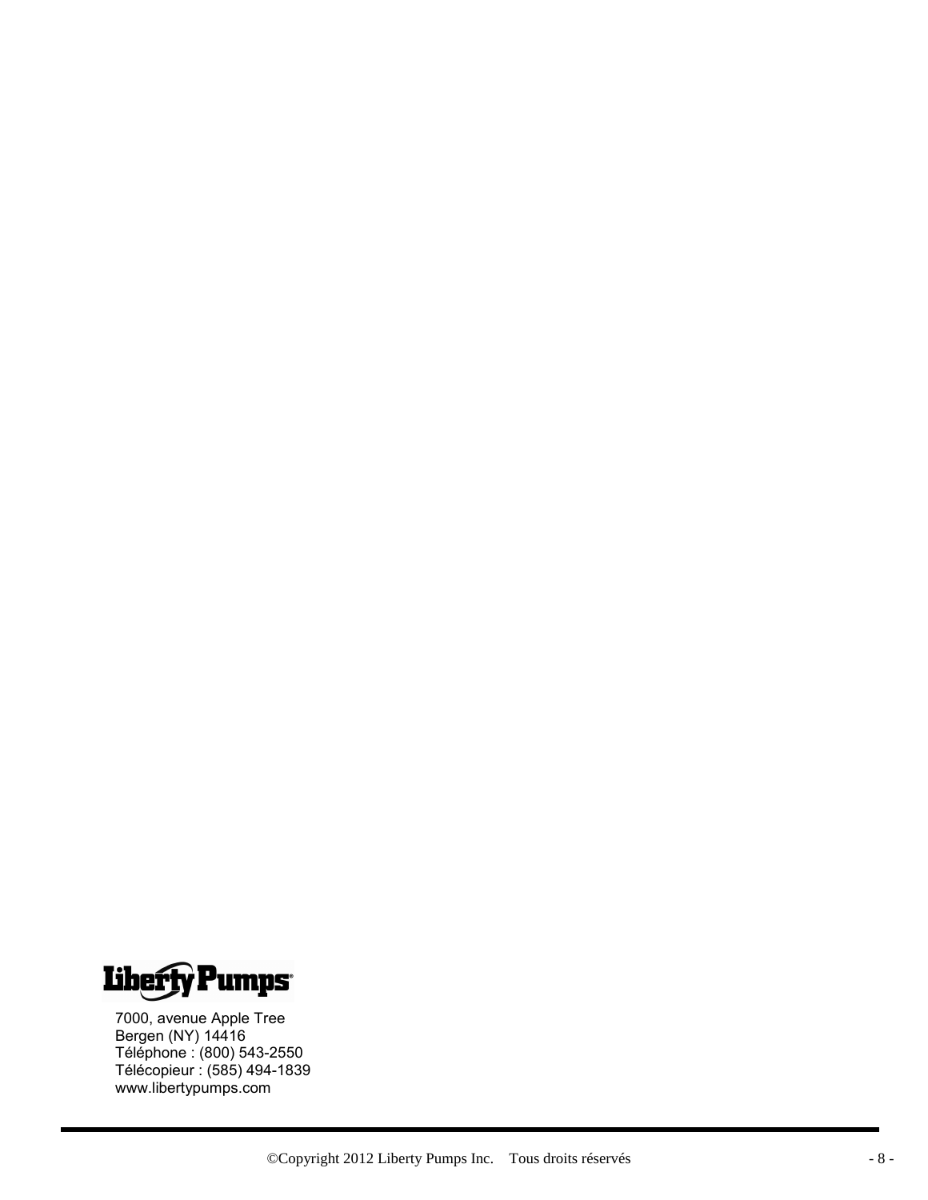Liberty Pumps

7000, avenue Apple Tree
Bergen (NY) 14416
Téléphone : (800) 543-2550
Télécopieur : (585) 494-1839
www.libertypumps.com

©Copyright 2012 Liberty Pumps Inc. Tous droits réservés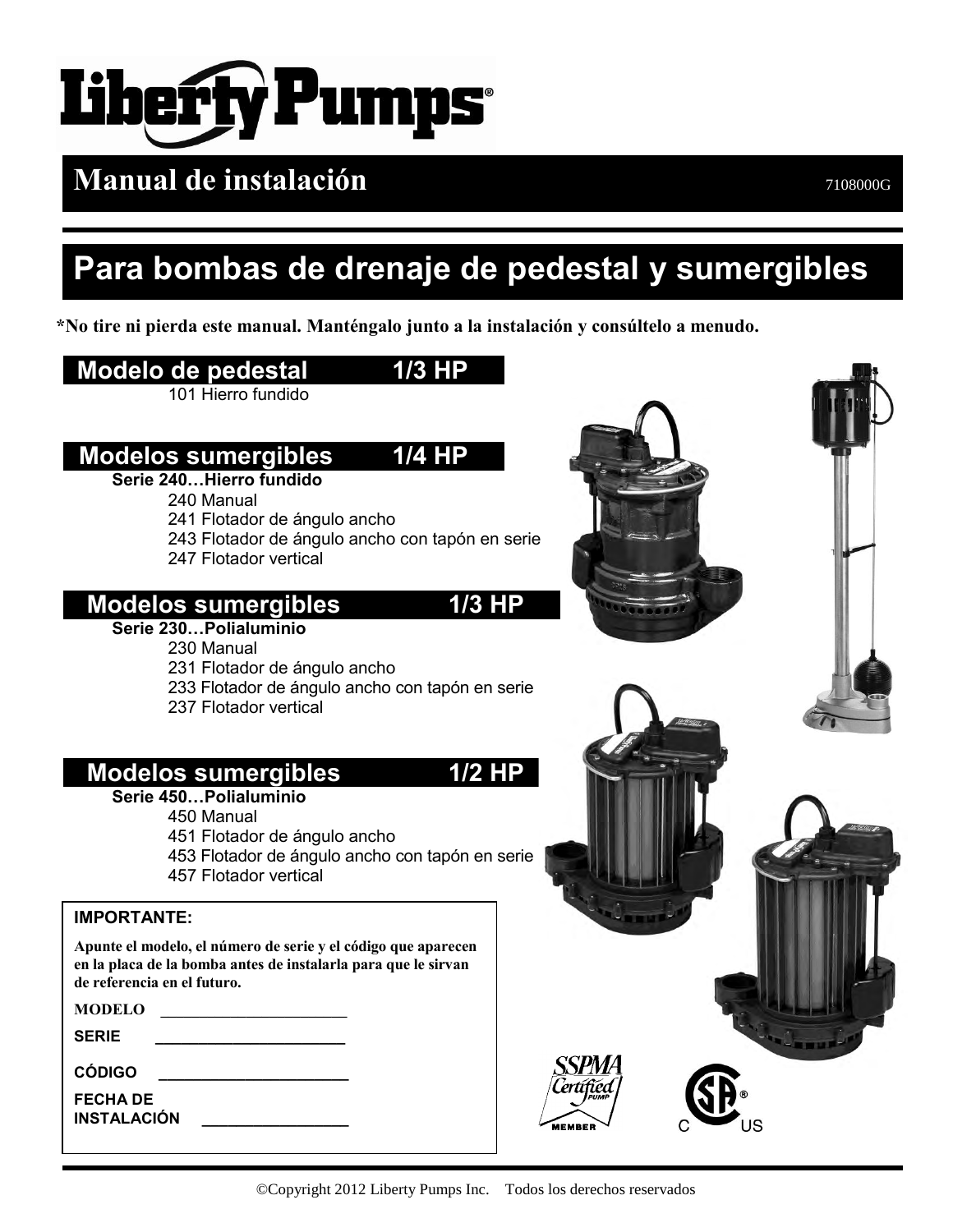# Liberty Pumps®

## Manual de instalación

7108000G

# Para bombas de drenaje de pedestal y sumergibles

**\*No tire ni pierda este manual. Manténgalo junto a la instalación y consúltelo a menudo.**

## Modelo de pedestal 1/3 HP

101 Hierro fundido

## Modelos sumergibles 1/4 HP

**Serie 240…Hierro fundido**

- 240 Manual
- 241 Flotador de ángulo ancho
- 243 Flotador de ángulo ancho con tapón en serie
- 247 Flotador vertical

## Modelos sumergibles 1/3 HP

**Serie 230…Polialuminio**

- 230 Manual
- 231 Flotador de ángulo ancho
- 233 Flotador de ángulo ancho con tapón en serie
- 237 Flotador vertical

## Modelos sumergibles 1/2 HP

**Serie 450…Polialuminio**

- 450 Manual
- 451 Flotador de ángulo ancho
- 453 Flotador de ángulo ancho con tapón en serie
- 457 Flotador vertical

**IMPORTANTE:**

**Apunte el modelo, el número de serie y el código que aparecen en la placa de la bomba antes de instalarla para que le sirvan de referencia en el futuro.**

MODELO ______________________

SERIE ______________________

CÓDIGO ______________________

FECHA DE INSTALACIÓN ________________

©Copyright 2012 Liberty Pumps Inc. Todos los derechos reservados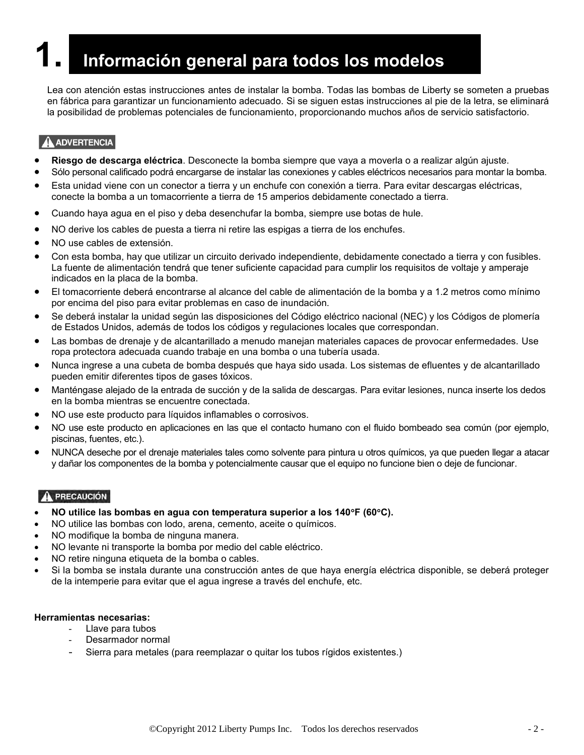# 1. Información general para todos los modelos

Lea con atención estas instrucciones antes de instalar la bomba. Todas las bombas de Liberty se someten a pruebas en fábrica para garantizar un funcionamiento adecuado. Si se siguen estas instrucciones al pie de la letra, se eliminará la posibilidad de problemas potenciales de funcionamiento, proporcionando muchos años de servicio satisfactorio.

**⚠ ADVERTENCIA**

- **Riesgo de descarga eléctrica**. Desconecte la bomba siempre que vaya a moverla o a realizar algún ajuste.
- Sólo personal calificado podrá encargarse de instalar las conexiones y cables eléctricos necesarios para montar la bomba.
- Esta unidad viene con un conector a tierra y un enchufe con conexión a tierra. Para evitar descargas eléctricas, conecte la bomba a un tomacorriente a tierra de 15 amperios debidamente conectado a tierra.
- Cuando haya agua en el piso y deba desenchufar la bomba, siempre use botas de hule.
- NO derive los cables de puesta a tierra ni retire las espigas a tierra de los enchufes.
- NO use cables de extensión.
- Con esta bomba, hay que utilizar un circuito derivado independiente, debidamente conectado a tierra y con fusibles. La fuente de alimentación tendrá que tener suficiente capacidad para cumplir los requisitos de voltaje y amperaje indicados en la placa de la bomba.
- El tomacorriente deberá encontrarse al alcance del cable de alimentación de la bomba y a 1.2 metros como mínimo por encima del piso para evitar problemas en caso de inundación.
- Se deberá instalar la unidad según las disposiciones del Código eléctrico nacional (NEC) y los Códigos de plomería de Estados Unidos, además de todos los códigos y regulaciones locales que correspondan.
- Las bombas de drenaje y de alcantarillado a menudo manejan materiales capaces de provocar enfermedades. Use ropa protectora adecuada cuando trabaje en una bomba o una tubería usada.
- Nunca ingrese a una cubeta de bomba después que haya sido usada. Los sistemas de efluentes y de alcantarillado pueden emitir diferentes tipos de gases tóxicos.
- Manténgase alejado de la entrada de succión y de la salida de descargas. Para evitar lesiones, nunca inserte los dedos en la bomba mientras se encuentre conectada.
- NO use este producto para líquidos inflamables o corrosivos.
- NO use este producto en aplicaciones en las que el contacto humano con el fluido bombeado sea común (por ejemplo, piscinas, fuentes, etc.).
- NUNCA deseche por el drenaje materiales tales como solvente para pintura u otros químicos, ya que pueden llegar a atacar y dañar los componentes de la bomba y potencialmente causar que el equipo no funcione bien o deje de funcionar.

**⚠ PRECAUCIÓN**

- **NO utilice las bombas en agua con temperatura superior a los 140°F (60°C).**
- NO utilice las bombas con lodo, arena, cemento, aceite o químicos.
- NO modifique la bomba de ninguna manera.
- NO levante ni transporte la bomba por medio del cable eléctrico.
- NO retire ninguna etiqueta de la bomba o cables.
- Si la bomba se instala durante una construcción antes de que haya energía eléctrica disponible, se deberá proteger de la intemperie para evitar que el agua ingrese a través del enchufe, etc.

**Herramientas necesarias:**

- Llave para tubos
- Desarmador normal
- Sierra para metales (para reemplazar o quitar los tubos rígidos existentes.)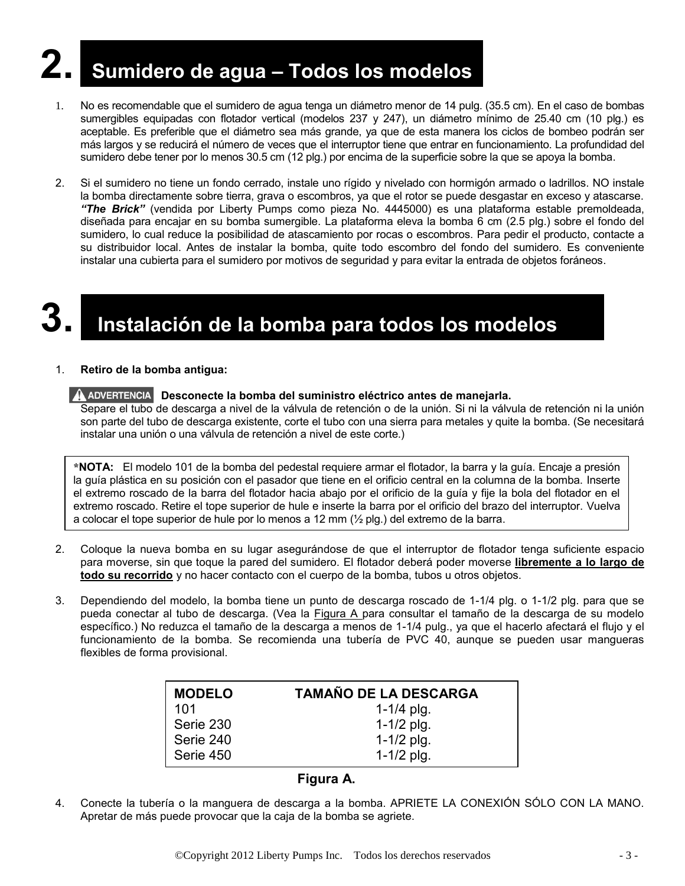# 2. Sumidero de agua – Todos los modelos

1. No es recomendable que el sumidero de agua tenga un diámetro menor de 14 pulg. (35.5 cm). En el caso de bombas sumergibles equipadas con flotador vertical (modelos 237 y 247), un diámetro mínimo de 25.40 cm (10 plg.) es aceptable. Es preferible que el diámetro sea más grande, ya que de esta manera los ciclos de bombeo podrán ser más largos y se reducirá el número de veces que el interruptor tiene que entrar en funcionamiento. La profundidad del sumidero debe tener por lo menos 30.5 cm (12 plg.) por encima de la superficie sobre la que se apoya la bomba.

2. Si el sumidero no tiene un fondo cerrado, instale uno rígido y nivelado con hormigón armado o ladrillos. NO instale la bomba directamente sobre tierra, grava o escombros, ya que el rotor se puede desgastar en exceso y atascarse. ***"The Brick"*** (vendida por Liberty Pumps como pieza No. 4445000) es una plataforma estable premoldeada, diseñada para encajar en su bomba sumergible. La plataforma eleva la bomba 6 cm (2.5 plg.) sobre el fondo del sumidero, lo cual reduce la posibilidad de atascamiento por rocas o escombros. Para pedir el producto, contacte a su distribuidor local. Antes de instalar la bomba, quite todo escombro del fondo del sumidero. Es conveniente instalar una cubierta para el sumidero por motivos de seguridad y para evitar la entrada de objetos foráneos.

# 3. Instalación de la bomba para todos los modelos

1. **Retiro de la bomba antigua:**

   **⚠ ADVERTENCIA Desconecte la bomba del suministro eléctrico antes de manejarla.**
   Separe el tubo de descarga a nivel de la válvula de retención o de la unión. Si ni la válvula de retención ni la unión son parte del tubo de descarga existente, corte el tubo con una sierra para metales y quite la bomba. (Se necesitará instalar una unión o una válvula de retención a nivel de este corte.)

> ***NOTA:** El modelo 101 de la bomba del pedestal requiere armar el flotador, la barra y la guía. Encaje a presión la guía plástica en su posición con el pasador que tiene en el orificio central en la columna de la bomba. Inserte el extremo roscado de la barra del flotador hacia abajo por el orificio de la guía y fije la bola del flotador en el extremo roscado. Retire el tope superior de hule e inserte la barra por el orificio del brazo del interruptor. Vuelva a colocar el tope superior de hule por lo menos a 12 mm (½ plg.) del extremo de la barra.

2. Coloque la nueva bomba en su lugar asegurándose de que el interruptor de flotador tenga suficiente espacio para moverse, sin que toque la pared del sumidero. El flotador deberá poder moverse **libremente a lo largo de todo su recorrido** y no hacer contacto con el cuerpo de la bomba, tubos u otros objetos.

3. Dependiendo del modelo, la bomba tiene un punto de descarga roscado de 1-1/4 plg. o 1-1/2 plg. para que se pueda conectar al tubo de descarga. (Vea la Figura A para consultar el tamaño de la descarga de su modelo específico.) No reduzca el tamaño de la descarga a menos de 1-1/4 pulg., ya que el hacerlo afectará el flujo y el funcionamiento de la bomba. Se recomienda una tubería de PVC 40, aunque se pueden usar mangueras flexibles de forma provisional.

| MODELO | TAMAÑO DE LA DESCARGA |
|---|---|
| 101 | 1-1/4 plg. |
| Serie 230 | 1-1/2 plg. |
| Serie 240 | 1-1/2 plg. |
| Serie 450 | 1-1/2 plg. |

**Figura A.**

4. Conecte la tubería o la manguera de descarga a la bomba. APRIETE LA CONEXIÓN SÓLO CON LA MANO. Apretar de más puede provocar que la caja de la bomba se agriete.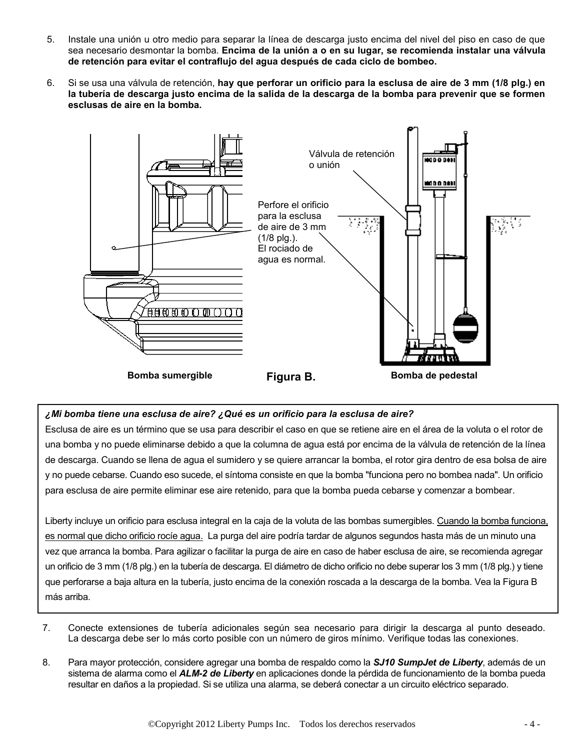5. Instale una unión u otro medio para separar la línea de descarga justo encima del nivel del piso en caso de que sea necesario desmontar la bomba. **Encima de la unión a o en su lugar, se recomienda instalar una válvula de retención para evitar el contraflujo del agua después de cada ciclo de bombeo.**

6. Si se usa una válvula de retención, **hay que perforar un orificio para la esclusa de aire de 3 mm (1/8 plg.) en la tubería de descarga justo encima de la salida de la descarga de la bomba para prevenir que se formen esclusas de aire en la bomba.**

Válvula de retención o unión

Perfore el orificio para la esclusa de aire de 3 mm (1/8 plg.). El rociado de agua es normal.

**Bomba sumergible** **Figura B.** **Bomba de pedestal**

***¿Mi bomba tiene una esclusa de aire? ¿Qué es un orificio para la esclusa de aire?***

Esclusa de aire es un término que se usa para describir el caso en que se retiene aire en el área de la voluta o el rotor de una bomba y no puede eliminarse debido a que la columna de agua está por encima de la válvula de retención de la línea de descarga. Cuando se llena de agua el sumidero y se quiere arrancar la bomba, el rotor gira dentro de esa bolsa de aire y no puede cebarse. Cuando eso sucede, el síntoma consiste en que la bomba "funciona pero no bombea nada". Un orificio para esclusa de aire permite eliminar ese aire retenido, para que la bomba pueda cebarse y comenzar a bombear.

Liberty incluye un orificio para esclusa integral en la caja de la voluta de las bombas sumergibles. Cuando la bomba funciona, es normal que dicho orificio rocíe agua. La purga del aire podría tardar de algunos segundos hasta más de un minuto una vez que arranca la bomba. Para agilizar o facilitar la purga de aire en caso de haber esclusa de aire, se recomienda agregar un orificio de 3 mm (1/8 plg.) en la tubería de descarga. El diámetro de dicho orificio no debe superar los 3 mm (1/8 plg.) y tiene que perforarse a baja altura en la tubería, justo encima de la conexión roscada a la descarga de la bomba. Vea la Figura B más arriba.

7. Conecte extensiones de tubería adicionales según sea necesario para dirigir la descarga al punto deseado. La descarga debe ser lo más corto posible con un número de giros mínimo. Verifique todas las conexiones.

8. Para mayor protección, considere agregar una bomba de respaldo como la ***SJ10 SumpJet de Liberty***, además de un sistema de alarma como el ***ALM-2 de Liberty*** en aplicaciones donde la pérdida de funcionamiento de la bomba pueda resultar en daños a la propiedad. Si se utiliza una alarma, se deberá conectar a un circuito eléctrico separado.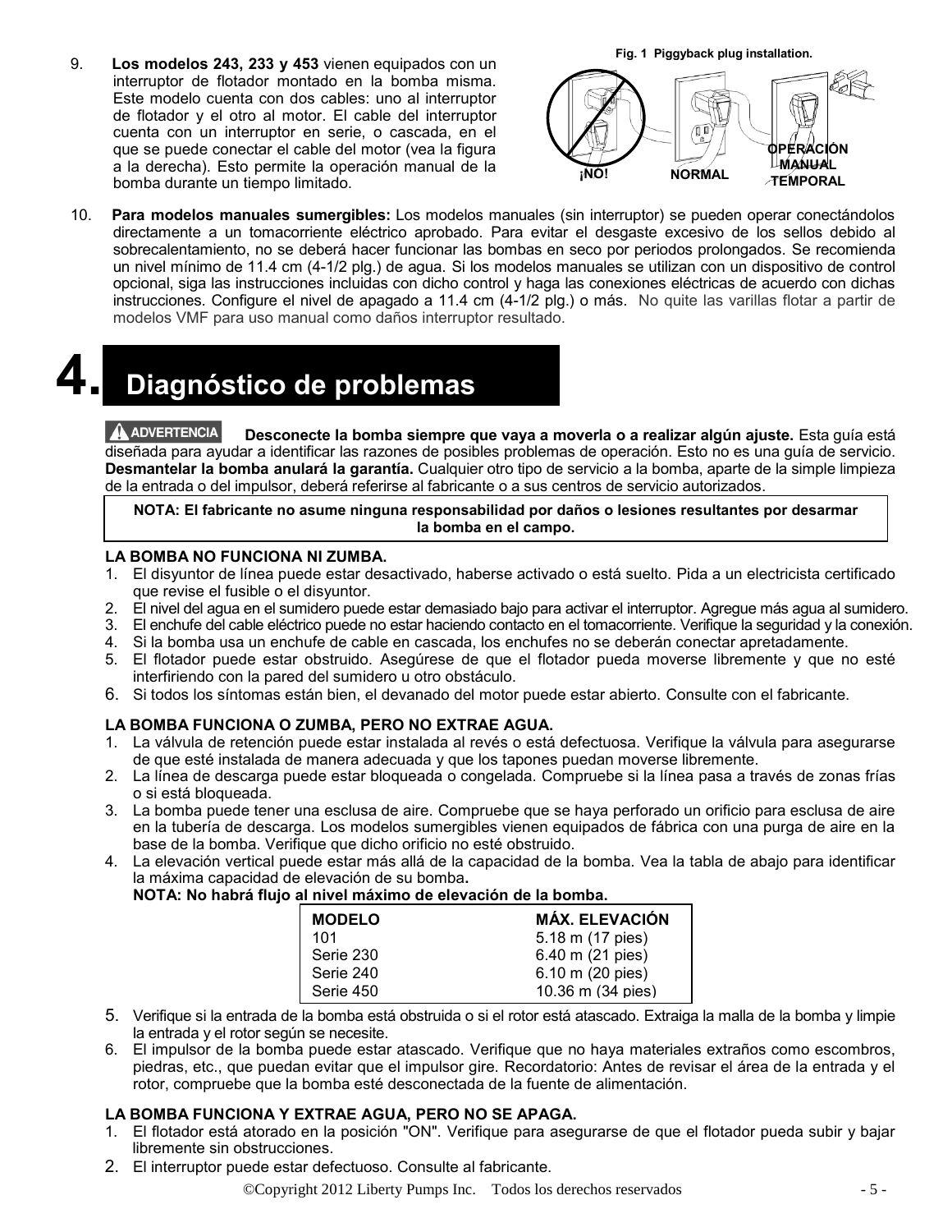9. **Los modelos 243, 233 y 453** vienen equipados con un interruptor de flotador montado en la bomba misma. Este modelo cuenta con dos cables: uno al interruptor de flotador y el otro al motor. El cable del interruptor cuenta con un interruptor en serie, o cascada, en el que se puede conectar el cable del motor (vea la figura a la derecha). Esto permite la operación manual de la bomba durante un tiempo limitado.

**Fig. 1 Piggyback plug installation.**

¡NO! NORMAL OPERACIÓN MANUAL TEMPORAL

10. **Para modelos manuales sumergibles:** Los modelos manuales (sin interruptor) se pueden operar conectándolos directamente a un tomacorriente eléctrico aprobado. Para evitar el desgaste excesivo de los sellos debido al sobrecalentamiento, no se deberá hacer funcionar las bombas en seco por periodos prolongados. Se recomienda un nivel mínimo de 11.4 cm (4-1/2 plg.) de agua. Si los modelos manuales se utilizan con un dispositivo de control opcional, siga las instrucciones incluidas con dicho control y haga las conexiones eléctricas de acuerdo con dichas instrucciones. Configure el nivel de apagado a 11.4 cm (4-1/2 plg.) o más. No quite las varillas flotar a partir de modelos VMF para uso manual como daños interruptor resultado.

# 4. Diagnóstico de problemas

**ADVERTENCIA** **Desconecte la bomba siempre que vaya a moverla o a realizar algún ajuste.** Esta guía está diseñada para ayudar a identificar las razones de posibles problemas de operación. Esto no es una guía de servicio. **Desmantelar la bomba anulará la garantía.** Cualquier otro tipo de servicio a la bomba, aparte de la simple limpieza de la entrada o del impulsor, deberá referirse al fabricante o a sus centros de servicio autorizados.

**NOTA: El fabricante no asume ninguna responsabilidad por daños o lesiones resultantes por desarmar la bomba en el campo.**

**LA BOMBA NO FUNCIONA NI ZUMBA.**
1. El disyuntor de línea puede estar desactivado, haberse activado o está suelto. Pida a un electricista certificado que revise el fusible o el disyuntor.
2. El nivel del agua en el sumidero puede estar demasiado bajo para activar el interruptor. Agregue más agua al sumidero.
3. El enchufe del cable eléctrico puede no estar haciendo contacto en el tomacorriente. Verifique la seguridad y la conexión.
4. Si la bomba usa un enchufe de cable en cascada, los enchufes no se deberán conectar apretadamente.
5. El flotador puede estar obstruido. Asegúrese de que el flotador pueda moverse libremente y que no esté interfiriendo con la pared del sumidero u otro obstáculo.
6. Si todos los síntomas están bien, el devanado del motor puede estar abierto. Consulte con el fabricante.

**LA BOMBA FUNCIONA O ZUMBA, PERO NO EXTRAE AGUA.**
1. La válvula de retención puede estar instalada al revés o está defectuosa. Verifique la válvula para asegurarse de que esté instalada de manera adecuada y que los tapones puedan moverse libremente.
2. La línea de descarga puede estar bloqueada o congelada. Compruebe si la línea pasa a través de zonas frías o si está bloqueada.
3. La bomba puede tener una esclusa de aire. Compruebe que se haya perforado un orificio para esclusa de aire en la tubería de descarga. Los modelos sumergibles vienen equipados de fábrica con una purga de aire en la base de la bomba. Verifique que dicho orificio no esté obstruido.
4. La elevación vertical puede estar más allá de la capacidad de la bomba. Vea la tabla de abajo para identificar la máxima capacidad de elevación de su bomba.
   **NOTA: No habrá flujo al nivel máximo de elevación de la bomba.**

| MODELO | MÁX. ELEVACIÓN |
|---|---|
| 101 | 5.18 m (17 pies) |
| Serie 230 | 6.40 m (21 pies) |
| Serie 240 | 6.10 m (20 pies) |
| Serie 450 | 10.36 m (34 pies) |

5. Verifique si la entrada de la bomba está obstruida o si el rotor está atascado. Extraiga la malla de la bomba y limpie la entrada y el rotor según se necesite.
6. El impulsor de la bomba puede estar atascado. Verifique que no haya materiales extraños como escombros, piedras, etc., que puedan evitar que el impulsor gire. Recordatorio: Antes de revisar el área de la entrada y el rotor, compruebe que la bomba esté desconectada de la fuente de alimentación.

**LA BOMBA FUNCIONA Y EXTRAE AGUA, PERO NO SE APAGA.**
1. El flotador está atorado en la posición "ON". Verifique para asegurarse de que el flotador pueda subir y bajar libremente sin obstrucciones.
2. El interruptor puede estar defectuoso. Consulte al fabricante.

©Copyright 2012 Liberty Pumps Inc. Todos los derechos reservados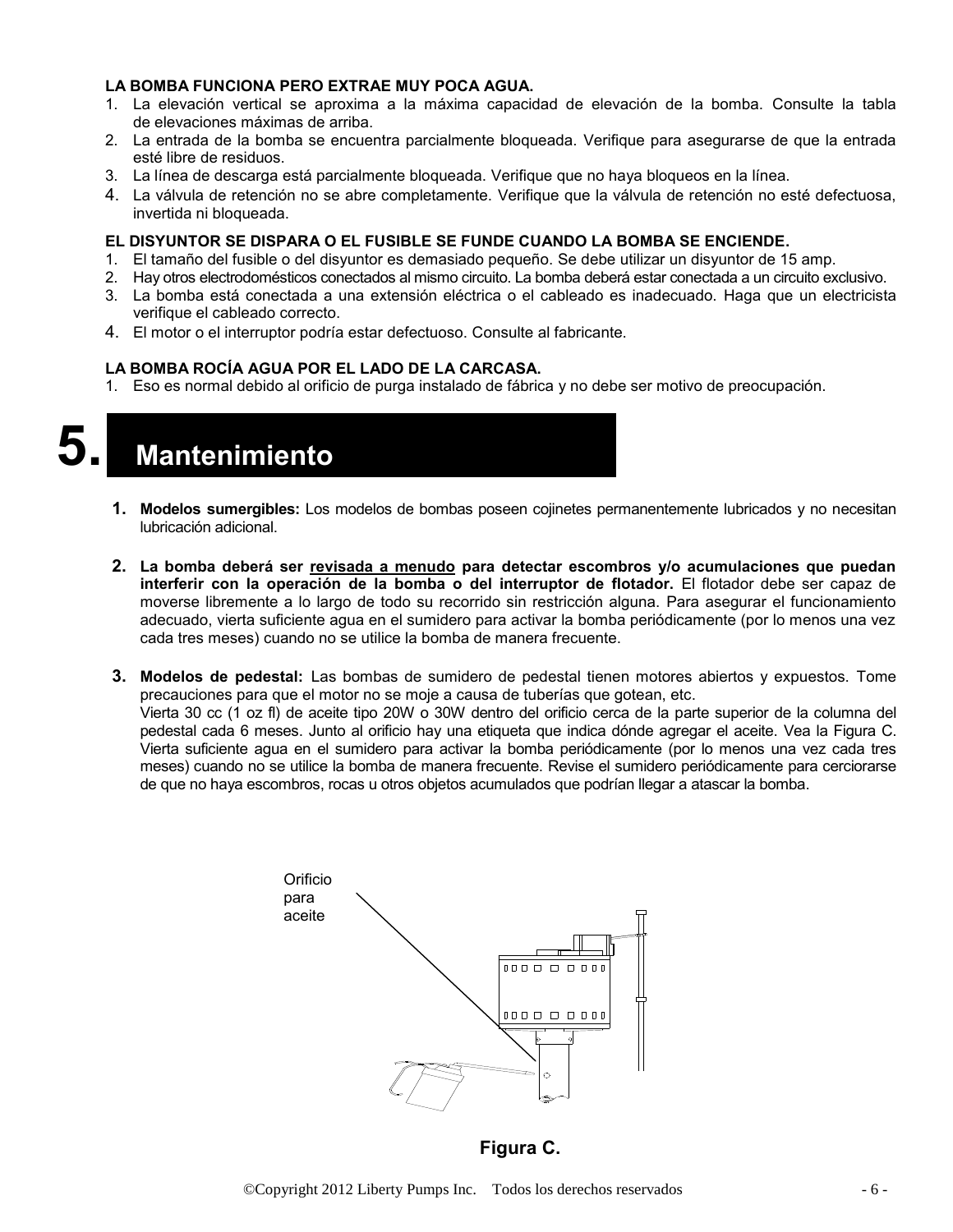**LA BOMBA FUNCIONA PERO EXTRAE MUY POCA AGUA.**

1. La elevación vertical se aproxima a la máxima capacidad de elevación de la bomba. Consulte la tabla de elevaciones máximas de arriba.
2. La entrada de la bomba se encuentra parcialmente bloqueada. Verifique para asegurarse de que la entrada esté libre de residuos.
3. La línea de descarga está parcialmente bloqueada. Verifique que no haya bloqueos en la línea.
4. La válvula de retención no se abre completamente. Verifique que la válvula de retención no esté defectuosa, invertida ni bloqueada.

**EL DISYUNTOR SE DISPARA O EL FUSIBLE SE FUNDE CUANDO LA BOMBA SE ENCIENDE.**

1. El tamaño del fusible o del disyuntor es demasiado pequeño. Se debe utilizar un disyuntor de 15 amp.
2. Hay otros electrodomésticos conectados al mismo circuito. La bomba deberá estar conectada a un circuito exclusivo.
3. La bomba está conectada a una extensión eléctrica o el cableado es inadecuado. Haga que un electricista verifique el cableado correcto.
4. El motor o el interruptor podría estar defectuoso. Consulte al fabricante.

**LA BOMBA ROCÍA AGUA POR EL LADO DE LA CARCASA.**

1. Eso es normal debido al orificio de purga instalado de fábrica y no debe ser motivo de preocupación.

# 5. Mantenimiento

1. **Modelos sumergibles:** Los modelos de bombas poseen cojinetes permanentemente lubricados y no necesitan lubricación adicional.

2. **La bomba deberá ser <u>revisada a menudo</u> para detectar escombros y/o acumulaciones que puedan interferir con la operación de la bomba o del interruptor de flotador.** El flotador debe ser capaz de moverse libremente a lo largo de todo su recorrido sin restricción alguna. Para asegurar el funcionamiento adecuado, vierta suficiente agua en el sumidero para activar la bomba periódicamente (por lo menos una vez cada tres meses) cuando no se utilice la bomba de manera frecuente.

3. **Modelos de pedestal:** Las bombas de sumidero de pedestal tienen motores abiertos y expuestos. Tome precauciones para que el motor no se moje a causa de tuberías que gotean, etc.
   Vierta 30 cc (1 oz fl) de aceite tipo 20W o 30W dentro del orificio cerca de la parte superior de la columna del pedestal cada 6 meses. Junto al orificio hay una etiqueta que indica dónde agregar el aceite. Vea la Figura C. Vierta suficiente agua en el sumidero para activar la bomba periódicamente (por lo menos una vez cada tres meses) cuando no se utilice la bomba de manera frecuente. Revise el sumidero periódicamente para cerciorarse de que no haya escombros, rocas u otros objetos acumulados que podrían llegar a atascar la bomba.

Orificio para aceite

**Figura C.**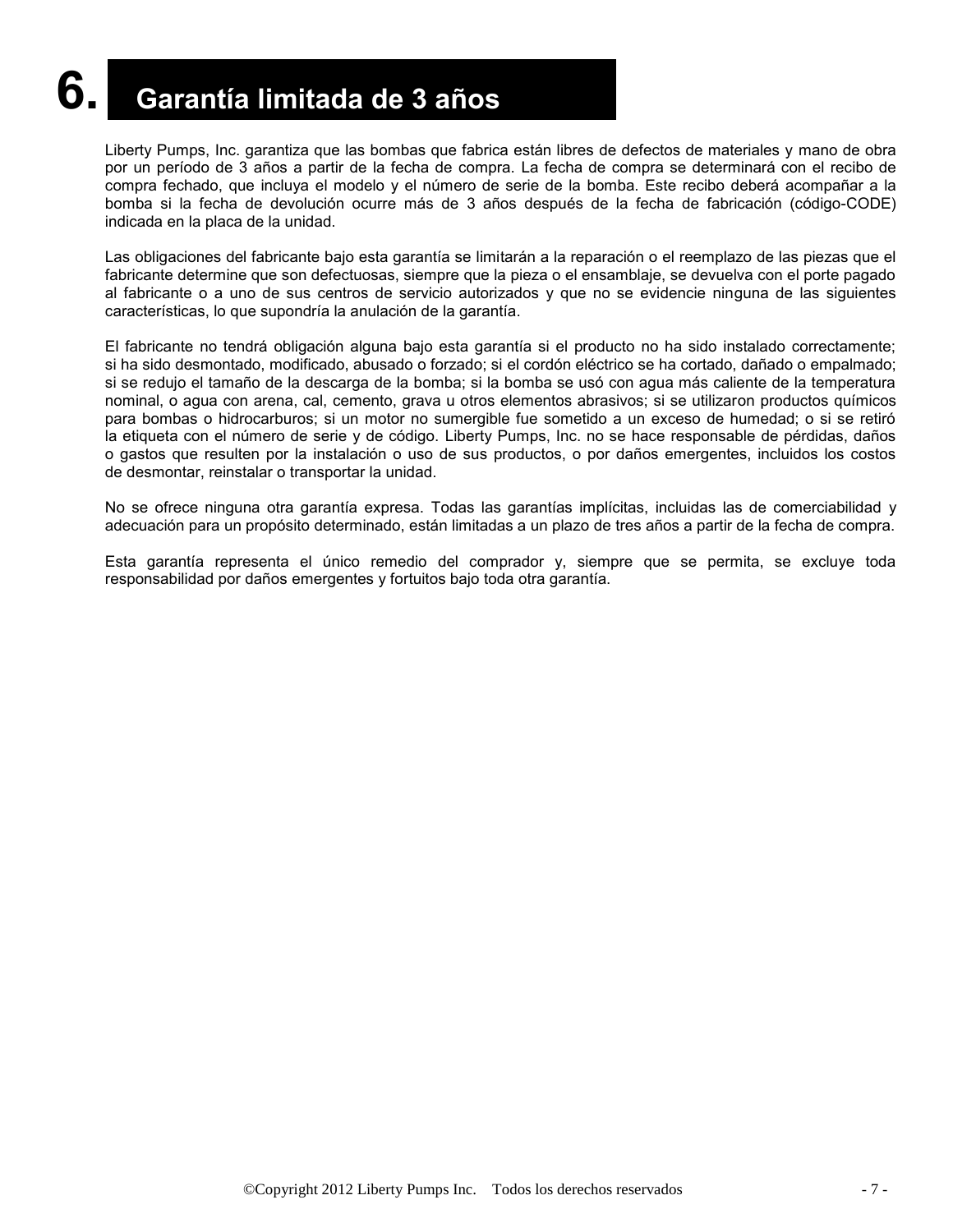# 6. Garantía limitada de 3 años

Liberty Pumps, Inc. garantiza que las bombas que fabrica están libres de defectos de materiales y mano de obra por un período de 3 años a partir de la fecha de compra. La fecha de compra se determinará con el recibo de compra fechado, que incluya el modelo y el número de serie de la bomba. Este recibo deberá acompañar a la bomba si la fecha de devolución ocurre más de 3 años después de la fecha de fabricación (código-CODE) indicada en la placa de la unidad.

Las obligaciones del fabricante bajo esta garantía se limitarán a la reparación o el reemplazo de las piezas que el fabricante determine que son defectuosas, siempre que la pieza o el ensamblaje, se devuelva con el porte pagado al fabricante o a uno de sus centros de servicio autorizados y que no se evidencie ninguna de las siguientes características, lo que supondría la anulación de la garantía.

El fabricante no tendrá obligación alguna bajo esta garantía si el producto no ha sido instalado correctamente; si ha sido desmontado, modificado, abusado o forzado; si el cordón eléctrico se ha cortado, dañado o empalmado; si se redujo el tamaño de la descarga de la bomba; si la bomba se usó con agua más caliente de la temperatura nominal, o agua con arena, cal, cemento, grava u otros elementos abrasivos; si se utilizaron productos químicos para bombas o hidrocarburos; si un motor no sumergible fue sometido a un exceso de humedad; o si se retiró la etiqueta con el número de serie y de código. Liberty Pumps, Inc. no se hace responsable de pérdidas, daños o gastos que resulten por la instalación o uso de sus productos, o por daños emergentes, incluidos los costos de desmontar, reinstalar o transportar la unidad.

No se ofrece ninguna otra garantía expresa. Todas las garantías implícitas, incluidas las de comerciabilidad y adecuación para un propósito determinado, están limitadas a un plazo de tres años a partir de la fecha de compra.

Esta garantía representa el único remedio del comprador y, siempre que se permita, se excluye toda responsabilidad por daños emergentes y fortuitos bajo toda otra garantía.

©Copyright 2012 Liberty Pumps Inc. Todos los derechos reservados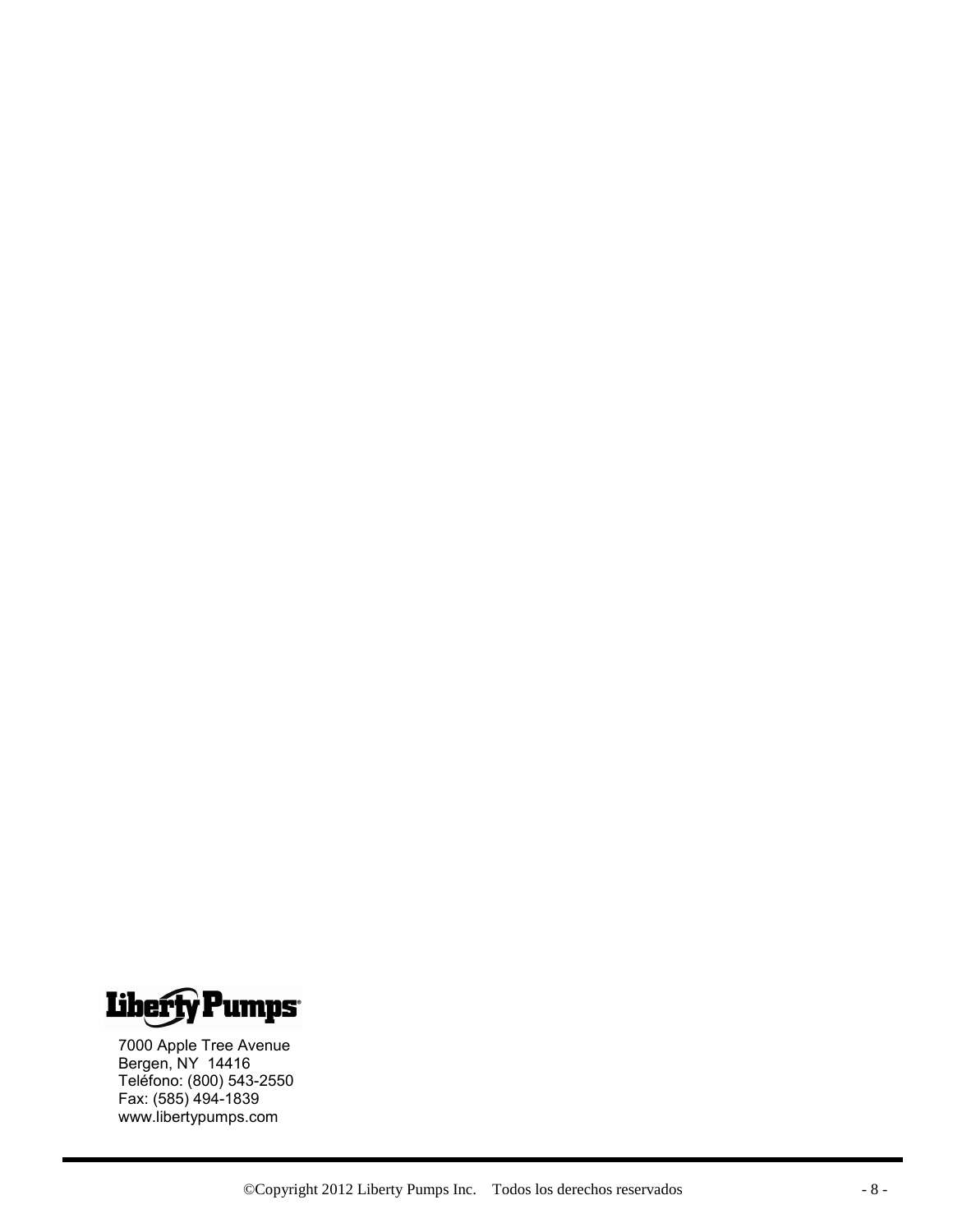Liberty Pumps

7000 Apple Tree Avenue
Bergen, NY 14416
Teléfono: (800) 543-2550
Fax: (585) 494-1839
www.libertypumps.com

©Copyright 2012 Liberty Pumps Inc. Todos los derechos reservados